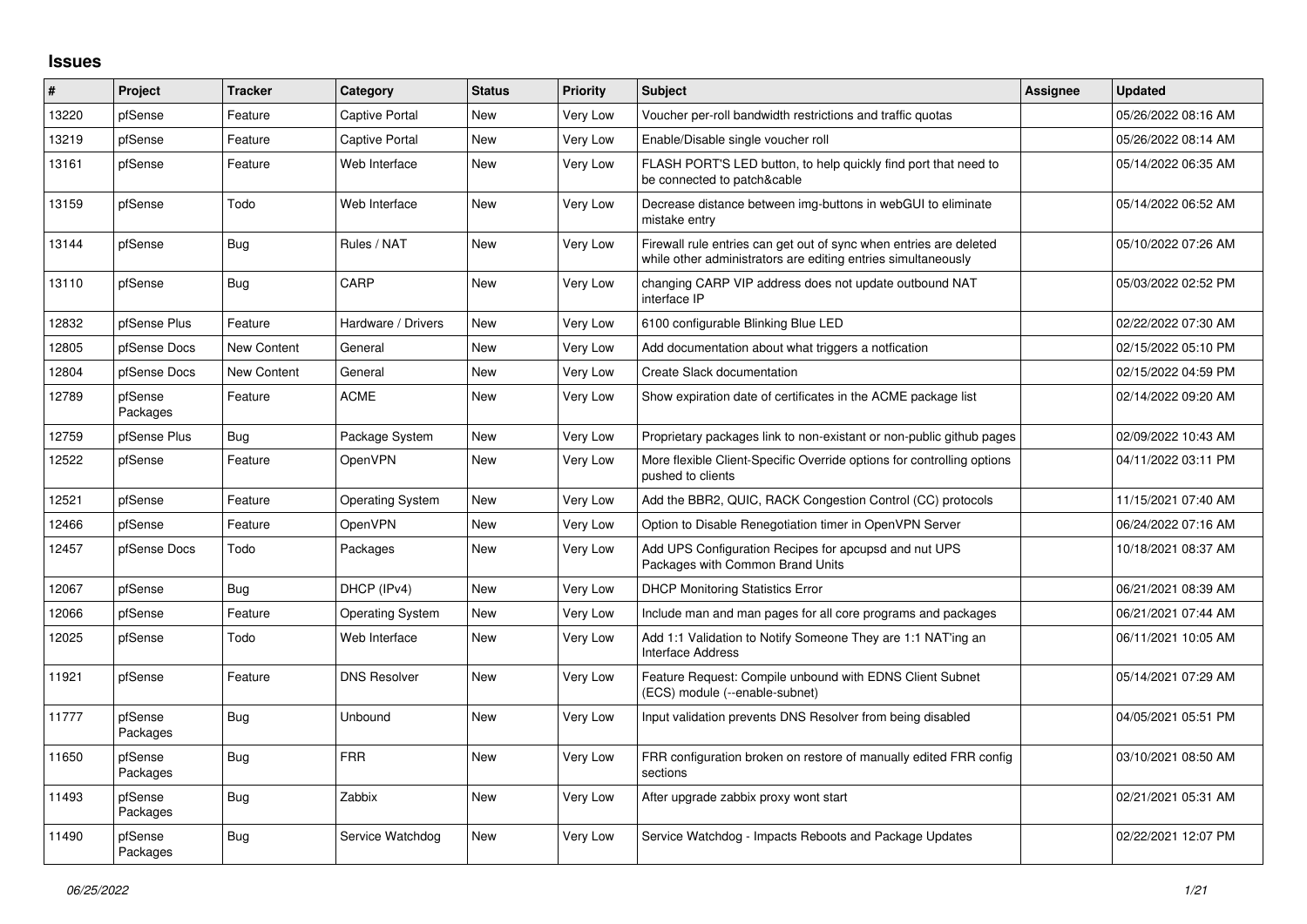## Issues

| # | Project | Tracker | Category | Status | Priority | Subject | Assignee | Updated |
|---|---|---|---|---|---|---|---|---|
| 13220 | pfSense | Feature | Captive Portal | New | Very Low | Voucher per-roll bandwidth restrictions and traffic quotas | | 05/26/2022 08:16 AM |
| 13219 | pfSense | Feature | Captive Portal | New | Very Low | Enable/Disable single voucher roll | | 05/26/2022 08:14 AM |
| 13161 | pfSense | Feature | Web Interface | New | Very Low | FLASH PORT'S LED button, to help quickly find port that need to be connected to patch&cable | | 05/14/2022 06:35 AM |
| 13159 | pfSense | Todo | Web Interface | New | Very Low | Decrease distance between img-buttons in webGUI to eliminate mistake entry | | 05/14/2022 06:52 AM |
| 13144 | pfSense | Bug | Rules / NAT | New | Very Low | Firewall rule entries can get out of sync when entries are deleted while other administrators are editing entries simultaneously | | 05/10/2022 07:26 AM |
| 13110 | pfSense | Bug | CARP | New | Very Low | changing CARP VIP address does not update outbound NAT interface IP | | 05/03/2022 02:52 PM |
| 12832 | pfSense Plus | Feature | Hardware / Drivers | New | Very Low | 6100 configurable Blinking Blue LED | | 02/22/2022 07:30 AM |
| 12805 | pfSense Docs | New Content | General | New | Very Low | Add documentation about what triggers a notfication | | 02/15/2022 05:10 PM |
| 12804 | pfSense Docs | New Content | General | New | Very Low | Create Slack documentation | | 02/15/2022 04:59 PM |
| 12789 | pfSense Packages | Feature | ACME | New | Very Low | Show expiration date of certificates in the ACME package list | | 02/14/2022 09:20 AM |
| 12759 | pfSense Plus | Bug | Package System | New | Very Low | Proprietary packages link to non-existant or non-public github pages | | 02/09/2022 10:43 AM |
| 12522 | pfSense | Feature | OpenVPN | New | Very Low | More flexible Client-Specific Override options for controlling options pushed to clients | | 04/11/2022 03:11 PM |
| 12521 | pfSense | Feature | Operating System | New | Very Low | Add the BBR2, QUIC, RACK Congestion Control (CC) protocols | | 11/15/2021 07:40 AM |
| 12466 | pfSense | Feature | OpenVPN | New | Very Low | Option to Disable Renegotiation timer in OpenVPN Server | | 06/24/2022 07:16 AM |
| 12457 | pfSense Docs | Todo | Packages | New | Very Low | Add UPS Configuration Recipes for apcupsd and nut UPS Packages with Common Brand Units | | 10/18/2021 08:37 AM |
| 12067 | pfSense | Bug | DHCP (IPv4) | New | Very Low | DHCP Monitoring Statistics Error | | 06/21/2021 08:39 AM |
| 12066 | pfSense | Feature | Operating System | New | Very Low | Include man and man pages for all core programs and packages | | 06/21/2021 07:44 AM |
| 12025 | pfSense | Todo | Web Interface | New | Very Low | Add 1:1 Validation to Notify Someone They are 1:1 NAT'ing an Interface Address | | 06/11/2021 10:05 AM |
| 11921 | pfSense | Feature | DNS Resolver | New | Very Low | Feature Request: Compile unbound with EDNS Client Subnet (ECS) module (--enable-subnet) | | 05/14/2021 07:29 AM |
| 11777 | pfSense Packages | Bug | Unbound | New | Very Low | Input validation prevents DNS Resolver from being disabled | | 04/05/2021 05:51 PM |
| 11650 | pfSense Packages | Bug | FRR | New | Very Low | FRR configuration broken on restore of manually edited FRR config sections | | 03/10/2021 08:50 AM |
| 11493 | pfSense Packages | Bug | Zabbix | New | Very Low | After upgrade zabbix proxy wont start | | 02/21/2021 05:31 AM |
| 11490 | pfSense Packages | Bug | Service Watchdog | New | Very Low | Service Watchdog - Impacts Reboots and Package Updates | | 02/22/2021 12:07 PM |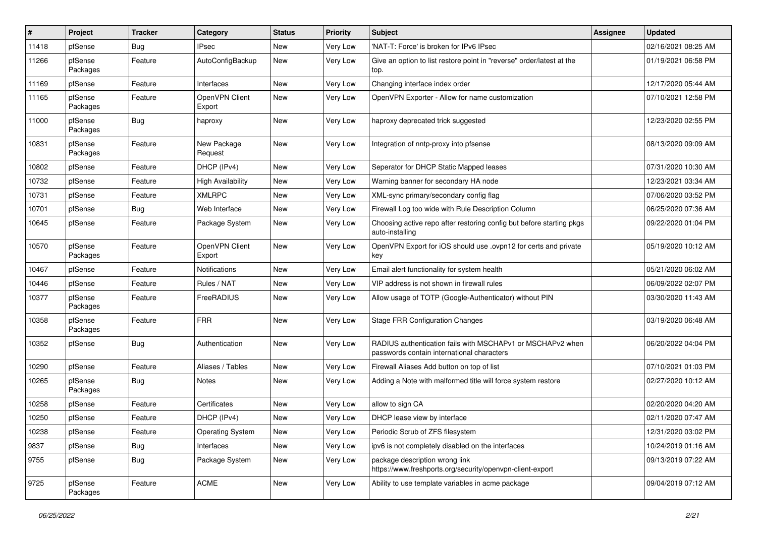| # | Project | Tracker | Category | Status | Priority | Subject | Assignee | Updated |
|---|---|---|---|---|---|---|---|---|
| 11418 | pfSense | Bug | IPsec | New | Very Low | 'NAT-T: Force' is broken for IPv6 IPsec | | 02/16/2021 08:25 AM |
| 11266 | pfSense Packages | Feature | AutoConfigBackup | New | Very Low | Give an option to list restore point in "reverse" order/latest at the top. | | 01/19/2021 06:58 PM |
| 11169 | pfSense | Feature | Interfaces | New | Very Low | Changing interface index order | | 12/17/2020 05:44 AM |
| 11165 | pfSense Packages | Feature | OpenVPN Client Export | New | Very Low | OpenVPN Exporter - Allow for name customization | | 07/10/2021 12:58 PM |
| 11000 | pfSense Packages | Bug | haproxy | New | Very Low | haproxy deprecated trick suggested | | 12/23/2020 02:55 PM |
| 10831 | pfSense Packages | Feature | New Package Request | New | Very Low | Integration of nntp-proxy into pfsense | | 08/13/2020 09:09 AM |
| 10802 | pfSense | Feature | DHCP (IPv4) | New | Very Low | Seperator for DHCP Static Mapped leases | | 07/31/2020 10:30 AM |
| 10732 | pfSense | Feature | High Availability | New | Very Low | Warning banner for secondary HA node | | 12/23/2021 03:34 AM |
| 10731 | pfSense | Feature | XMLRPC | New | Very Low | XML-sync primary/secondary config flag | | 07/06/2020 03:52 PM |
| 10701 | pfSense | Bug | Web Interface | New | Very Low | Firewall Log too wide with Rule Description Column | | 06/25/2020 07:36 AM |
| 10645 | pfSense | Feature | Package System | New | Very Low | Choosing active repo after restoring config but before starting pkgs auto-installing | | 09/22/2020 01:04 PM |
| 10570 | pfSense Packages | Feature | OpenVPN Client Export | New | Very Low | OpenVPN Export for iOS should use .ovpn12 for certs and private key | | 05/19/2020 10:12 AM |
| 10467 | pfSense | Feature | Notifications | New | Very Low | Email alert functionality for system health | | 05/21/2020 06:02 AM |
| 10446 | pfSense | Feature | Rules / NAT | New | Very Low | VIP address is not shown in firewall rules | | 06/09/2022 02:07 PM |
| 10377 | pfSense Packages | Feature | FreeRADIUS | New | Very Low | Allow usage of TOTP (Google-Authenticator) without PIN | | 03/30/2020 11:43 AM |
| 10358 | pfSense Packages | Feature | FRR | New | Very Low | Stage FRR Configuration Changes | | 03/19/2020 06:48 AM |
| 10352 | pfSense | Bug | Authentication | New | Very Low | RADIUS authentication fails with MSCHAPv1 or MSCHAPv2 when passwords contain international characters | | 06/20/2022 04:04 PM |
| 10290 | pfSense | Feature | Aliases / Tables | New | Very Low | Firewall Aliases Add button on top of list | | 07/10/2021 01:03 PM |
| 10265 | pfSense Packages | Bug | Notes | New | Very Low | Adding a Note with malformed title will force system restore | | 02/27/2020 10:12 AM |
| 10258 | pfSense | Feature | Certificates | New | Very Low | allow to sign CA | | 02/20/2020 04:20 AM |
| 10250 | pfSense | Feature | DHCP (IPv4) | New | Very Low | DHCP lease view by interface | | 02/11/2020 07:47 AM |
| 10238 | pfSense | Feature | Operating System | New | Very Low | Periodic Scrub of ZFS filesystem | | 12/31/2020 03:02 PM |
| 9837 | pfSense | Bug | Interfaces | New | Very Low | ipv6 is not completely disabled on the interfaces | | 10/24/2019 01:16 AM |
| 9755 | pfSense | Bug | Package System | New | Very Low | package description wrong link https://www.freshports.org/security/openvpn-client-export | | 09/13/2019 07:22 AM |
| 9725 | pfSense Packages | Feature | ACME | New | Very Low | Ability to use template variables in acme package | | 09/04/2019 07:12 AM |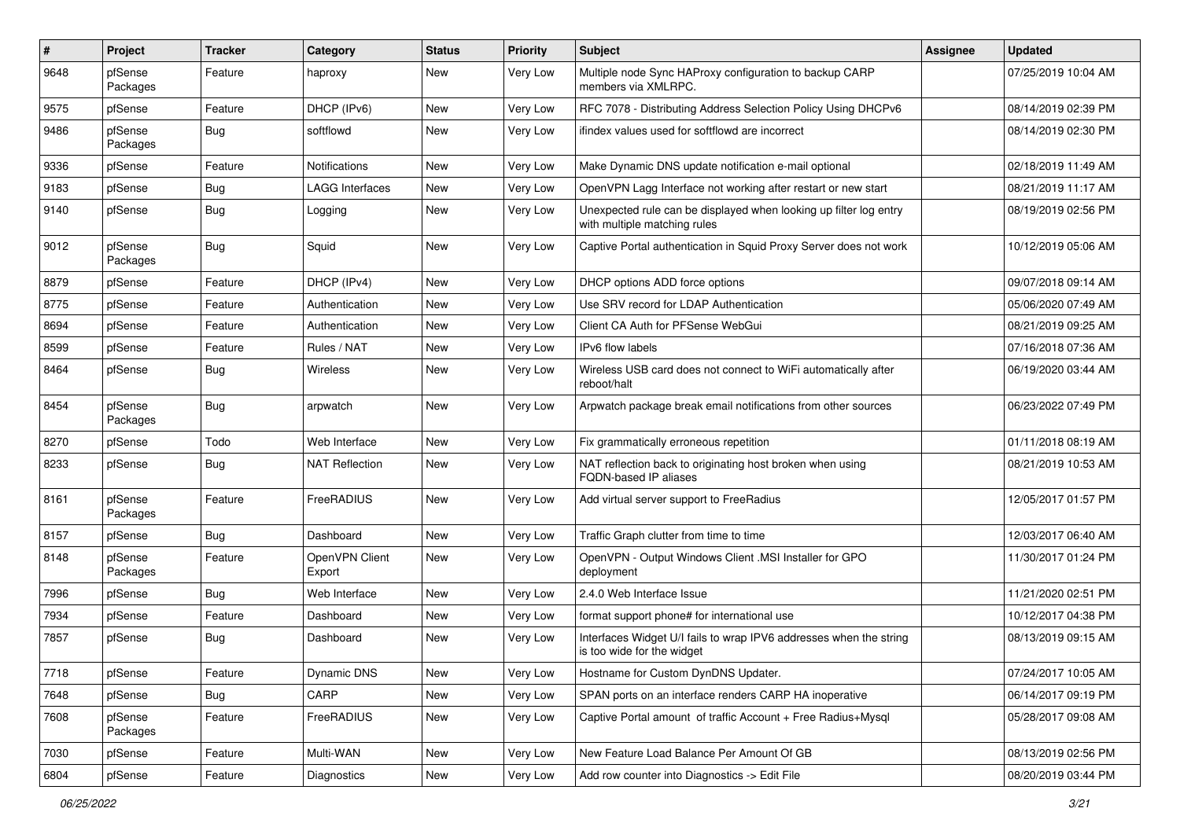| # | Project | Tracker | Category | Status | Priority | Subject | Assignee | Updated |
|---|---|---|---|---|---|---|---|---|
| 9648 | pfSense Packages | Feature | haproxy | New | Very Low | Multiple node Sync HAProxy configuration to backup CARP members via XMLRPC. | | 07/25/2019 10:04 AM |
| 9575 | pfSense | Feature | DHCP (IPv6) | New | Very Low | RFC 7078 - Distributing Address Selection Policy Using DHCPv6 | | 08/14/2019 02:39 PM |
| 9486 | pfSense Packages | Bug | softflowd | New | Very Low | ifindex values used for softflowd are incorrect | | 08/14/2019 02:30 PM |
| 9336 | pfSense | Feature | Notifications | New | Very Low | Make Dynamic DNS update notification e-mail optional | | 02/18/2019 11:49 AM |
| 9183 | pfSense | Bug | LAGG Interfaces | New | Very Low | OpenVPN Lagg Interface not working after restart or new start | | 08/21/2019 11:17 AM |
| 9140 | pfSense | Bug | Logging | New | Very Low | Unexpected rule can be displayed when looking up filter log entry with multiple matching rules | | 08/19/2019 02:56 PM |
| 9012 | pfSense Packages | Bug | Squid | New | Very Low | Captive Portal authentication in Squid Proxy Server does not work | | 10/12/2019 05:06 AM |
| 8879 | pfSense | Feature | DHCP (IPv4) | New | Very Low | DHCP options ADD force options | | 09/07/2018 09:14 AM |
| 8775 | pfSense | Feature | Authentication | New | Very Low | Use SRV record for LDAP Authentication | | 05/06/2020 07:49 AM |
| 8694 | pfSense | Feature | Authentication | New | Very Low | Client CA Auth for PFSense WebGui | | 08/21/2019 09:25 AM |
| 8599 | pfSense | Feature | Rules / NAT | New | Very Low | IPv6 flow labels | | 07/16/2018 07:36 AM |
| 8464 | pfSense | Bug | Wireless | New | Very Low | Wireless USB card does not connect to WiFi automatically after reboot/halt | | 06/19/2020 03:44 AM |
| 8454 | pfSense Packages | Bug | arpwatch | New | Very Low | Arpwatch package break email notifications from other sources | | 06/23/2022 07:49 PM |
| 8270 | pfSense | Todo | Web Interface | New | Very Low | Fix grammatically erroneous repetition | | 01/11/2018 08:19 AM |
| 8233 | pfSense | Bug | NAT Reflection | New | Very Low | NAT reflection back to originating host broken when using FQDN-based IP aliases | | 08/21/2019 10:53 AM |
| 8161 | pfSense Packages | Feature | FreeRADIUS | New | Very Low | Add virtual server support to FreeRadius | | 12/05/2017 01:57 PM |
| 8157 | pfSense | Bug | Dashboard | New | Very Low | Traffic Graph clutter from time to time | | 12/03/2017 06:40 AM |
| 8148 | pfSense Packages | Feature | OpenVPN Client Export | New | Very Low | OpenVPN - Output Windows Client .MSI Installer for GPO deployment | | 11/30/2017 01:24 PM |
| 7996 | pfSense | Bug | Web Interface | New | Very Low | 2.4.0 Web Interface Issue | | 11/21/2020 02:51 PM |
| 7934 | pfSense | Feature | Dashboard | New | Very Low | format support phone# for international use | | 10/12/2017 04:38 PM |
| 7857 | pfSense | Bug | Dashboard | New | Very Low | Interfaces Widget U/I fails to wrap IPV6 addresses when the string is too wide for the widget | | 08/13/2019 09:15 AM |
| 7718 | pfSense | Feature | Dynamic DNS | New | Very Low | Hostname for Custom DynDNS Updater. | | 07/24/2017 10:05 AM |
| 7648 | pfSense | Bug | CARP | New | Very Low | SPAN ports on an interface renders CARP HA inoperative | | 06/14/2017 09:19 PM |
| 7608 | pfSense Packages | Feature | FreeRADIUS | New | Very Low | Captive Portal amount of traffic Account + Free Radius+Mysql | | 05/28/2017 09:08 AM |
| 7030 | pfSense | Feature | Multi-WAN | New | Very Low | New Feature Load Balance Per Amount Of GB | | 08/13/2019 02:56 PM |
| 6804 | pfSense | Feature | Diagnostics | New | Very Low | Add row counter into Diagnostics -> Edit File | | 08/20/2019 03:44 PM |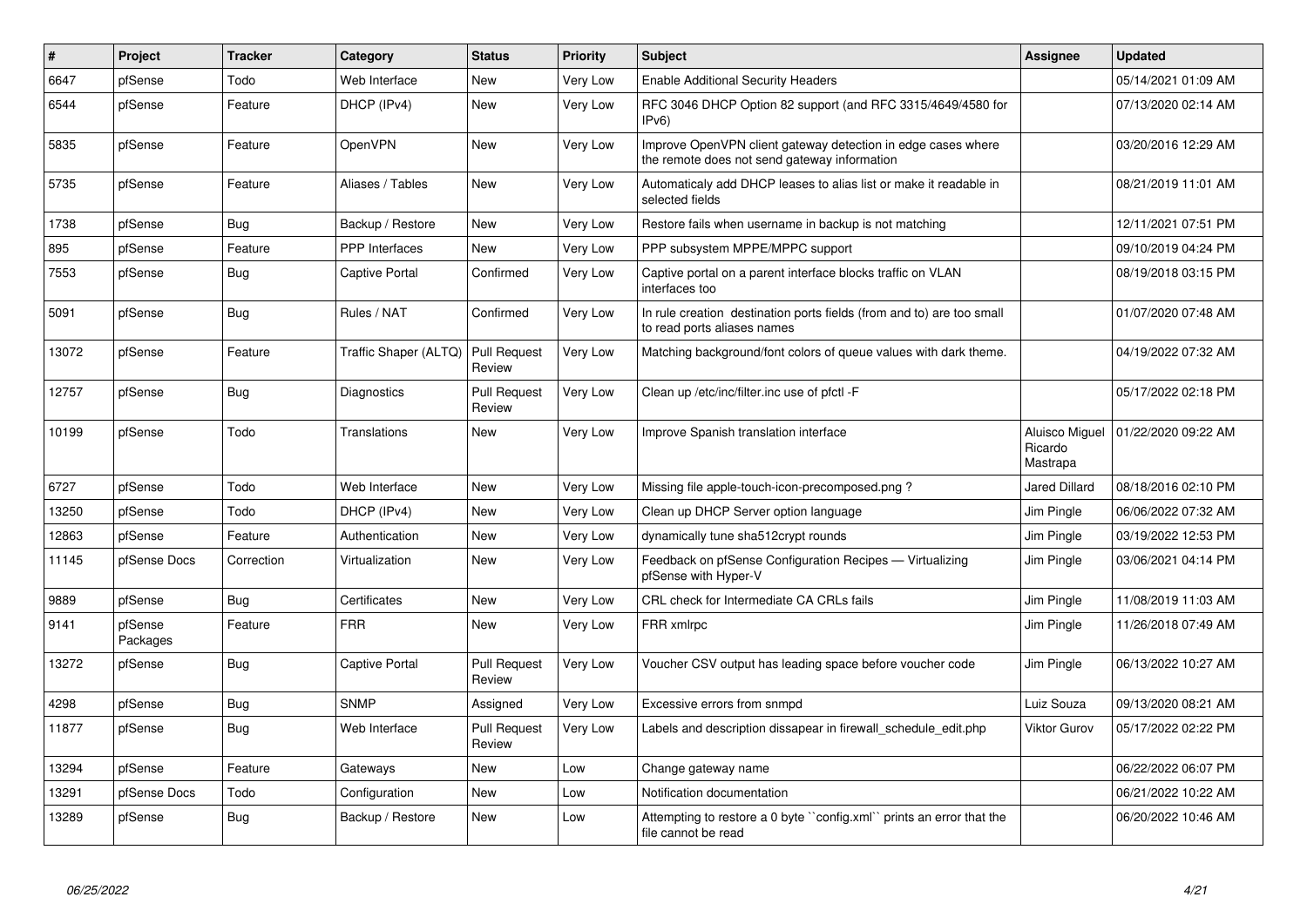| # | Project | Tracker | Category | Status | Priority | Subject | Assignee | Updated |
|---|---|---|---|---|---|---|---|---|
| 6647 | pfSense | Todo | Web Interface | New | Very Low | Enable Additional Security Headers | | 05/14/2021 01:09 AM |
| 6544 | pfSense | Feature | DHCP (IPv4) | New | Very Low | RFC 3046 DHCP Option 82 support (and RFC 3315/4649/4580 for IPv6) | | 07/13/2020 02:14 AM |
| 5835 | pfSense | Feature | OpenVPN | New | Very Low | Improve OpenVPN client gateway detection in edge cases where the remote does not send gateway information | | 03/20/2016 12:29 AM |
| 5735 | pfSense | Feature | Aliases / Tables | New | Very Low | Automaticaly add DHCP leases to alias list or make it readable in selected fields | | 08/21/2019 11:01 AM |
| 1738 | pfSense | Bug | Backup / Restore | New | Very Low | Restore fails when username in backup is not matching | | 12/11/2021 07:51 PM |
| 895 | pfSense | Feature | PPP Interfaces | New | Very Low | PPP subsystem MPPE/MPPC support | | 09/10/2019 04:24 PM |
| 7553 | pfSense | Bug | Captive Portal | Confirmed | Very Low | Captive portal on a parent interface blocks traffic on VLAN interfaces too | | 08/19/2018 03:15 PM |
| 5091 | pfSense | Bug | Rules / NAT | Confirmed | Very Low | In rule creation destination ports fields (from and to) are too small to read ports aliases names | | 01/07/2020 07:48 AM |
| 13072 | pfSense | Feature | Traffic Shaper (ALTQ) | Pull Request Review | Very Low | Matching background/font colors of queue values with dark theme. | | 04/19/2022 07:32 AM |
| 12757 | pfSense | Bug | Diagnostics | Pull Request Review | Very Low | Clean up /etc/inc/filter.inc use of pfctl -F | | 05/17/2022 02:18 PM |
| 10199 | pfSense | Todo | Translations | New | Very Low | Improve Spanish translation interface | Aluisco Miguel Ricardo Mastrapa | 01/22/2020 09:22 AM |
| 6727 | pfSense | Todo | Web Interface | New | Very Low | Missing file apple-touch-icon-precomposed.png ? | Jared Dillard | 08/18/2016 02:10 PM |
| 13250 | pfSense | Todo | DHCP (IPv4) | New | Very Low | Clean up DHCP Server option language | Jim Pingle | 06/06/2022 07:32 AM |
| 12863 | pfSense | Feature | Authentication | New | Very Low | dynamically tune sha512crypt rounds | Jim Pingle | 03/19/2022 12:53 PM |
| 11145 | pfSense Docs | Correction | Virtualization | New | Very Low | Feedback on pfSense Configuration Recipes — Virtualizing pfSense with Hyper-V | Jim Pingle | 03/06/2021 04:14 PM |
| 9889 | pfSense | Bug | Certificates | New | Very Low | CRL check for Intermediate CA CRLs fails | Jim Pingle | 11/08/2019 11:03 AM |
| 9141 | pfSense Packages | Feature | FRR | New | Very Low | FRR xmlrpc | Jim Pingle | 11/26/2018 07:49 AM |
| 13272 | pfSense | Bug | Captive Portal | Pull Request Review | Very Low | Voucher CSV output has leading space before voucher code | Jim Pingle | 06/13/2022 10:27 AM |
| 4298 | pfSense | Bug | SNMP | Assigned | Very Low | Excessive errors from snmpd | Luiz Souza | 09/13/2020 08:21 AM |
| 11877 | pfSense | Bug | Web Interface | Pull Request Review | Very Low | Labels and description dissapear in firewall_schedule_edit.php | Viktor Gurov | 05/17/2022 02:22 PM |
| 13294 | pfSense | Feature | Gateways | New | Low | Change gateway name | | 06/22/2022 06:07 PM |
| 13291 | pfSense Docs | Todo | Configuration | New | Low | Notification documentation | | 06/21/2022 10:22 AM |
| 13289 | pfSense | Bug | Backup / Restore | New | Low | Attempting to restore a 0 byte ``config.xml`` prints an error that the file cannot be read | | 06/20/2022 10:46 AM |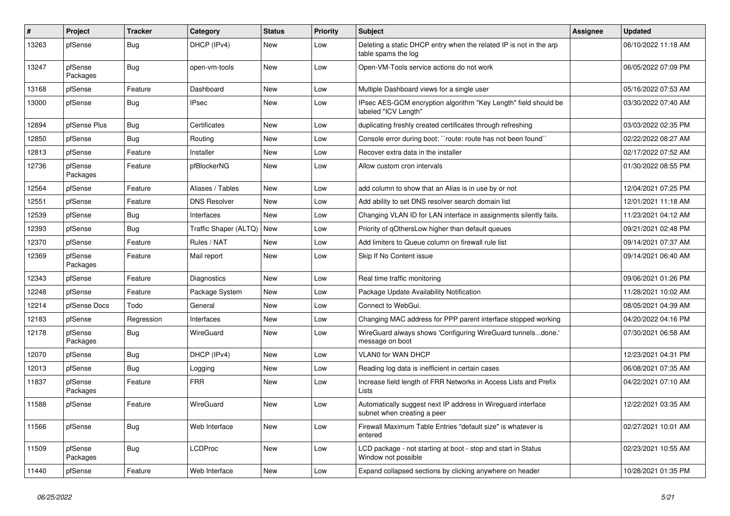| # | Project | Tracker | Category | Status | Priority | Subject | Assignee | Updated |
|---|---|---|---|---|---|---|---|---|
| 13263 | pfSense | Bug | DHCP (IPv4) | New | Low | Deleting a static DHCP entry when the related IP is not in the arp table spams the log | | 06/10/2022 11:18 AM |
| 13247 | pfSense Packages | Bug | open-vm-tools | New | Low | Open-VM-Tools service actions do not work | | 06/05/2022 07:09 PM |
| 13168 | pfSense | Feature | Dashboard | New | Low | Multiple Dashboard views for a single user | | 05/16/2022 07:53 AM |
| 13000 | pfSense | Bug | IPsec | New | Low | IPsec AES-GCM encryption algorithm "Key Length" field should be labeled "ICV Length" | | 03/30/2022 07:40 AM |
| 12894 | pfSense Plus | Bug | Certificates | New | Low | duplicating freshly created certificates through refreshing | | 03/03/2022 02:35 PM |
| 12850 | pfSense | Bug | Routing | New | Low | Console error during boot: ``route: route has not been found`` | | 02/22/2022 08:27 AM |
| 12813 | pfSense | Feature | Installer | New | Low | Recover extra data in the installer | | 02/17/2022 07:52 AM |
| 12736 | pfSense Packages | Feature | pfBlockerNG | New | Low | Allow custom cron intervals | | 01/30/2022 08:55 PM |
| 12564 | pfSense | Feature | Aliases / Tables | New | Low | add column to show that an Alias is in use by or not | | 12/04/2021 07:25 PM |
| 12551 | pfSense | Feature | DNS Resolver | New | Low | Add ability to set DNS resolver search domain list | | 12/01/2021 11:18 AM |
| 12539 | pfSense | Bug | Interfaces | New | Low | Changing VLAN ID for LAN interface in assignments silently fails. | | 11/23/2021 04:12 AM |
| 12393 | pfSense | Bug | Traffic Shaper (ALTQ) | New | Low | Priority of qOthersLow higher than default queues | | 09/21/2021 02:48 PM |
| 12370 | pfSense | Feature | Rules / NAT | New | Low | Add limiters to Queue column on firewall rule list | | 09/14/2021 07:37 AM |
| 12369 | pfSense Packages | Feature | Mail report | New | Low | Skip If No Content issue | | 09/14/2021 06:40 AM |
| 12343 | pfSense | Feature | Diagnostics | New | Low | Real time traffic monitoring | | 09/06/2021 01:26 PM |
| 12248 | pfSense | Feature | Package System | New | Low | Package Update Availability Notification | | 11/28/2021 10:02 AM |
| 12214 | pfSense Docs | Todo | General | New | Low | Connect to WebGui. | | 08/05/2021 04:39 AM |
| 12183 | pfSense | Regression | Interfaces | New | Low | Changing MAC address for PPP parent interface stopped working | | 04/20/2022 04:16 PM |
| 12178 | pfSense Packages | Bug | WireGuard | New | Low | WireGuard always shows 'Configuring WireGuard tunnels...done.' message on boot | | 07/30/2021 06:58 AM |
| 12070 | pfSense | Bug | DHCP (IPv4) | New | Low | VLAN0 for WAN DHCP | | 12/23/2021 04:31 PM |
| 12013 | pfSense | Bug | Logging | New | Low | Reading log data is inefficient in certain cases | | 06/08/2021 07:35 AM |
| 11837 | pfSense Packages | Feature | FRR | New | Low | Increase field length of FRR Networks in Access Lists and Prefix Lists | | 04/22/2021 07:10 AM |
| 11588 | pfSense | Feature | WireGuard | New | Low | Automatically suggest next IP address in Wireguard interface subnet when creating a peer | | 12/22/2021 03:35 AM |
| 11566 | pfSense | Bug | Web Interface | New | Low | Firewall Maximum Table Entries "default size" is whatever is entered | | 02/27/2021 10:01 AM |
| 11509 | pfSense Packages | Bug | LCDProc | New | Low | LCD package - not starting at boot - stop and start in Status Window not possible | | 02/23/2021 10:55 AM |
| 11440 | pfSense | Feature | Web Interface | New | Low | Expand collapsed sections by clicking anywhere on header | | 10/28/2021 01:35 PM |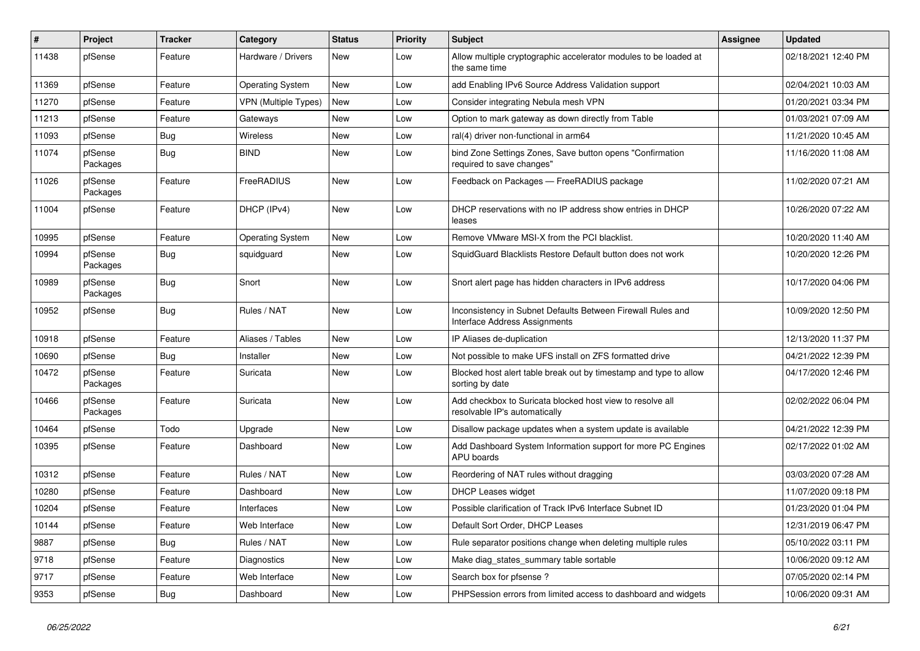| # | Project | Tracker | Category | Status | Priority | Subject | Assignee | Updated |
|---|---|---|---|---|---|---|---|---|
| 11438 | pfSense | Feature | Hardware / Drivers | New | Low | Allow multiple cryptographic accelerator modules to be loaded at the same time | | 02/18/2021 12:40 PM |
| 11369 | pfSense | Feature | Operating System | New | Low | add Enabling IPv6 Source Address Validation support | | 02/04/2021 10:03 AM |
| 11270 | pfSense | Feature | VPN (Multiple Types) | New | Low | Consider integrating Nebula mesh VPN | | 01/20/2021 03:34 PM |
| 11213 | pfSense | Feature | Gateways | New | Low | Option to mark gateway as down directly from Table | | 01/03/2021 07:09 AM |
| 11093 | pfSense | Bug | Wireless | New | Low | ral(4) driver non-functional in arm64 | | 11/21/2020 10:45 AM |
| 11074 | pfSense Packages | Bug | BIND | New | Low | bind Zone Settings Zones, Save button opens "Confirmation required to save changes" | | 11/16/2020 11:08 AM |
| 11026 | pfSense Packages | Feature | FreeRADIUS | New | Low | Feedback on Packages — FreeRADIUS package | | 11/02/2020 07:21 AM |
| 11004 | pfSense | Feature | DHCP (IPv4) | New | Low | DHCP reservations with no IP address show entries in DHCP leases | | 10/26/2020 07:22 AM |
| 10995 | pfSense | Feature | Operating System | New | Low | Remove VMware MSI-X from the PCI blacklist. | | 10/20/2020 11:40 AM |
| 10994 | pfSense Packages | Bug | squidguard | New | Low | SquidGuard Blacklists Restore Default button does not work | | 10/20/2020 12:26 PM |
| 10989 | pfSense Packages | Bug | Snort | New | Low | Snort alert page has hidden characters in IPv6 address | | 10/17/2020 04:06 PM |
| 10952 | pfSense | Bug | Rules / NAT | New | Low | Inconsistency in Subnet Defaults Between Firewall Rules and Interface Address Assignments | | 10/09/2020 12:50 PM |
| 10918 | pfSense | Feature | Aliases / Tables | New | Low | IP Aliases de-duplication | | 12/13/2020 11:37 PM |
| 10690 | pfSense | Bug | Installer | New | Low | Not possible to make UFS install on ZFS formatted drive | | 04/21/2022 12:39 PM |
| 10472 | pfSense Packages | Feature | Suricata | New | Low | Blocked host alert table break out by timestamp and type to allow sorting by date | | 04/17/2020 12:46 PM |
| 10466 | pfSense Packages | Feature | Suricata | New | Low | Add checkbox to Suricata blocked host view to resolve all resolvable IP's automatically | | 02/02/2022 06:04 PM |
| 10464 | pfSense | Todo | Upgrade | New | Low | Disallow package updates when a system update is available | | 04/21/2022 12:39 PM |
| 10395 | pfSense | Feature | Dashboard | New | Low | Add Dashboard System Information support for more PC Engines APU boards | | 02/17/2022 01:02 AM |
| 10312 | pfSense | Feature | Rules / NAT | New | Low | Reordering of NAT rules without dragging | | 03/03/2020 07:28 AM |
| 10280 | pfSense | Feature | Dashboard | New | Low | DHCP Leases widget | | 11/07/2020 09:18 PM |
| 10204 | pfSense | Feature | Interfaces | New | Low | Possible clarification of Track IPv6 Interface Subnet ID | | 01/23/2020 01:04 PM |
| 10144 | pfSense | Feature | Web Interface | New | Low | Default Sort Order, DHCP Leases | | 12/31/2019 06:47 PM |
| 9887 | pfSense | Bug | Rules / NAT | New | Low | Rule separator positions change when deleting multiple rules | | 05/10/2022 03:11 PM |
| 9718 | pfSense | Feature | Diagnostics | New | Low | Make diag_states_summary table sortable | | 10/06/2020 09:12 AM |
| 9717 | pfSense | Feature | Web Interface | New | Low | Search box for pfsense ? | | 07/05/2020 02:14 PM |
| 9353 | pfSense | Bug | Dashboard | New | Low | PHPSession errors from limited access to dashboard and widgets | | 10/06/2020 09:31 AM |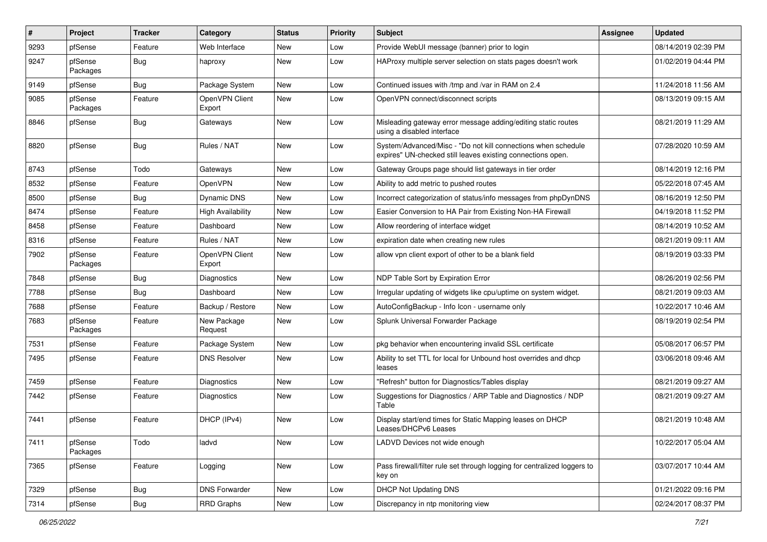| # | Project | Tracker | Category | Status | Priority | Subject | Assignee | Updated |
|---|---|---|---|---|---|---|---|---|
| 9293 | pfSense | Feature | Web Interface | New | Low | Provide WebUI message (banner) prior to login | | 08/14/2019 02:39 PM |
| 9247 | pfSense Packages | Bug | haproxy | New | Low | HAProxy multiple server selection on stats pages doesn't work | | 01/02/2019 04:44 PM |
| 9149 | pfSense | Bug | Package System | New | Low | Continued issues with /tmp and /var in RAM on 2.4 | | 11/24/2018 11:56 AM |
| 9085 | pfSense Packages | Feature | OpenVPN Client Export | New | Low | OpenVPN connect/disconnect scripts | | 08/13/2019 09:15 AM |
| 8846 | pfSense | Bug | Gateways | New | Low | Misleading gateway error message adding/editing static routes using a disabled interface | | 08/21/2019 11:29 AM |
| 8820 | pfSense | Bug | Rules / NAT | New | Low | System/Advanced/Misc - "Do not kill connections when schedule expires" UN-checked still leaves existing connections open. | | 07/28/2020 10:59 AM |
| 8743 | pfSense | Todo | Gateways | New | Low | Gateway Groups page should list gateways in tier order | | 08/14/2019 12:16 PM |
| 8532 | pfSense | Feature | OpenVPN | New | Low | Ability to add metric to pushed routes | | 05/22/2018 07:45 AM |
| 8500 | pfSense | Bug | Dynamic DNS | New | Low | Incorrect categorization of status/info messages from phpDynDNS | | 08/16/2019 12:50 PM |
| 8474 | pfSense | Feature | High Availability | New | Low | Easier Conversion to HA Pair from Existing Non-HA Firewall | | 04/19/2018 11:52 PM |
| 8458 | pfSense | Feature | Dashboard | New | Low | Allow reordering of interface widget | | 08/14/2019 10:52 AM |
| 8316 | pfSense | Feature | Rules / NAT | New | Low | expiration date when creating new rules | | 08/21/2019 09:11 AM |
| 7902 | pfSense Packages | Feature | OpenVPN Client Export | New | Low | allow vpn client export of other to be a blank field | | 08/19/2019 03:33 PM |
| 7848 | pfSense | Bug | Diagnostics | New | Low | NDP Table Sort by Expiration Error | | 08/26/2019 02:56 PM |
| 7788 | pfSense | Bug | Dashboard | New | Low | Irregular updating of widgets like cpu/uptime on system widget. | | 08/21/2019 09:03 AM |
| 7688 | pfSense | Feature | Backup / Restore | New | Low | AutoConfigBackup - Info Icon - username only | | 10/22/2017 10:46 AM |
| 7683 | pfSense Packages | Feature | New Package Request | New | Low | Splunk Universal Forwarder Package | | 08/19/2019 02:54 PM |
| 7531 | pfSense | Feature | Package System | New | Low | pkg behavior when encountering invalid SSL certificate | | 05/08/2017 06:57 PM |
| 7495 | pfSense | Feature | DNS Resolver | New | Low | Ability to set TTL for local for Unbound host overrides and dhcp leases | | 03/06/2018 09:46 AM |
| 7459 | pfSense | Feature | Diagnostics | New | Low | "Refresh" button for Diagnostics/Tables display | | 08/21/2019 09:27 AM |
| 7442 | pfSense | Feature | Diagnostics | New | Low | Suggestions for Diagnostics / ARP Table and Diagnostics / NDP Table | | 08/21/2019 09:27 AM |
| 7441 | pfSense | Feature | DHCP (IPv4) | New | Low | Display start/end times for Static Mapping leases on DHCP Leases/DHCPv6 Leases | | 08/21/2019 10:48 AM |
| 7411 | pfSense Packages | Todo | ladvd | New | Low | LADVD Devices not wide enough | | 10/22/2017 05:04 AM |
| 7365 | pfSense | Feature | Logging | New | Low | Pass firewall/filter rule set through logging for centralized loggers to key on | | 03/07/2017 10:44 AM |
| 7329 | pfSense | Bug | DNS Forwarder | New | Low | DHCP Not Updating DNS | | 01/21/2022 09:16 PM |
| 7314 | pfSense | Bug | RRD Graphs | New | Low | Discrepancy in ntp monitoring view | | 02/24/2017 08:37 PM |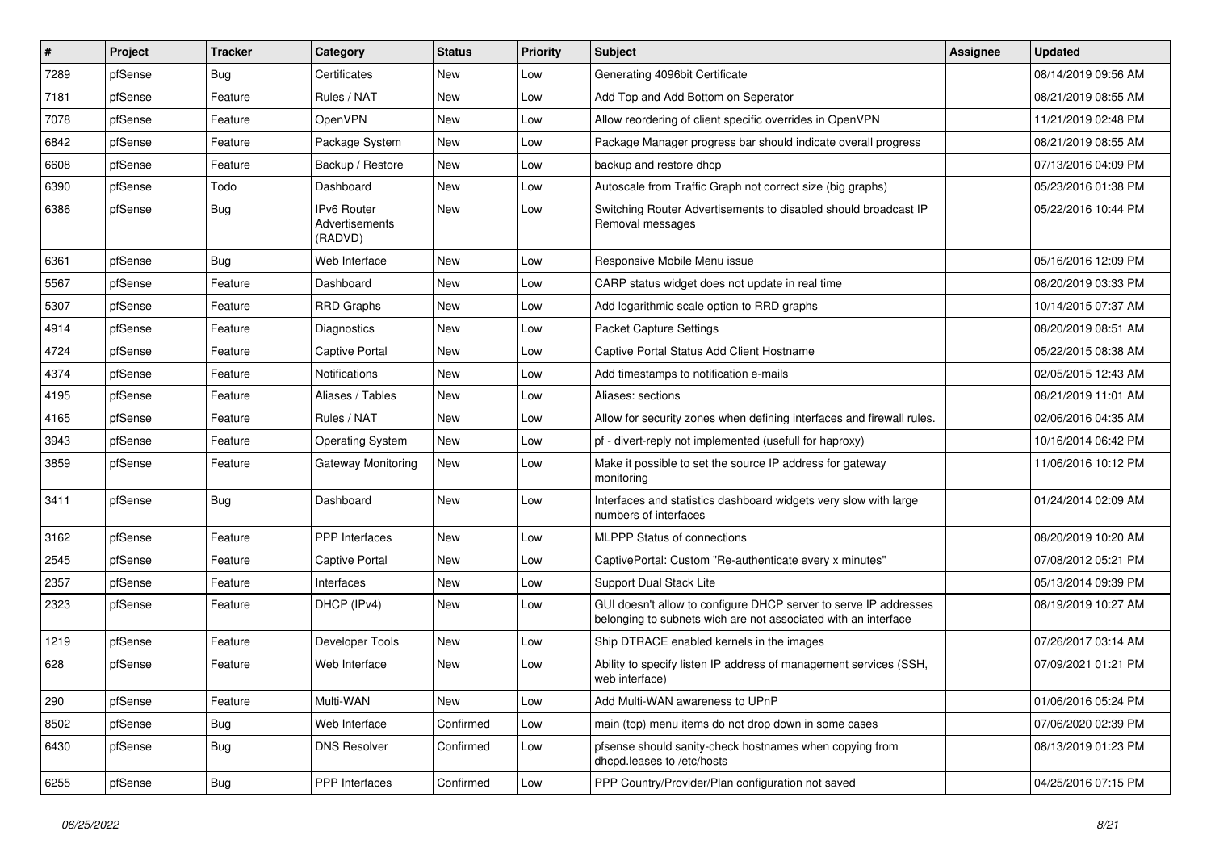| # | Project | Tracker | Category | Status | Priority | Subject | Assignee | Updated |
|---|---|---|---|---|---|---|---|---|
| 7289 | pfSense | Bug | Certificates | New | Low | Generating 4096bit Certificate | | 08/14/2019 09:56 AM |
| 7181 | pfSense | Feature | Rules / NAT | New | Low | Add Top and Add Bottom on Seperator | | 08/21/2019 08:55 AM |
| 7078 | pfSense | Feature | OpenVPN | New | Low | Allow reordering of client specific overrides in OpenVPN | | 11/21/2019 02:48 PM |
| 6842 | pfSense | Feature | Package System | New | Low | Package Manager progress bar should indicate overall progress | | 08/21/2019 08:55 AM |
| 6608 | pfSense | Feature | Backup / Restore | New | Low | backup and restore dhcp | | 07/13/2016 04:09 PM |
| 6390 | pfSense | Todo | Dashboard | New | Low | Autoscale from Traffic Graph not correct size (big graphs) | | 05/23/2016 01:38 PM |
| 6386 | pfSense | Bug | IPv6 Router Advertisements (RADVD) | New | Low | Switching Router Advertisements to disabled should broadcast IP Removal messages | | 05/22/2016 10:44 PM |
| 6361 | pfSense | Bug | Web Interface | New | Low | Responsive Mobile Menu issue | | 05/16/2016 12:09 PM |
| 5567 | pfSense | Feature | Dashboard | New | Low | CARP status widget does not update in real time | | 08/20/2019 03:33 PM |
| 5307 | pfSense | Feature | RRD Graphs | New | Low | Add logarithmic scale option to RRD graphs | | 10/14/2015 07:37 AM |
| 4914 | pfSense | Feature | Diagnostics | New | Low | Packet Capture Settings | | 08/20/2019 08:51 AM |
| 4724 | pfSense | Feature | Captive Portal | New | Low | Captive Portal Status Add Client Hostname | | 05/22/2015 08:38 AM |
| 4374 | pfSense | Feature | Notifications | New | Low | Add timestamps to notification e-mails | | 02/05/2015 12:43 AM |
| 4195 | pfSense | Feature | Aliases / Tables | New | Low | Aliases: sections | | 08/21/2019 11:01 AM |
| 4165 | pfSense | Feature | Rules / NAT | New | Low | Allow for security zones when defining interfaces and firewall rules. | | 02/06/2016 04:35 AM |
| 3943 | pfSense | Feature | Operating System | New | Low | pf - divert-reply not implemented (usefull for haproxy) | | 10/16/2014 06:42 PM |
| 3859 | pfSense | Feature | Gateway Monitoring | New | Low | Make it possible to set the source IP address for gateway monitoring | | 11/06/2016 10:12 PM |
| 3411 | pfSense | Bug | Dashboard | New | Low | Interfaces and statistics dashboard widgets very slow with large numbers of interfaces | | 01/24/2014 02:09 AM |
| 3162 | pfSense | Feature | PPP Interfaces | New | Low | MLPPP Status of connections | | 08/20/2019 10:20 AM |
| 2545 | pfSense | Feature | Captive Portal | New | Low | CaptivePortal: Custom "Re-authenticate every x minutes" | | 07/08/2012 05:21 PM |
| 2357 | pfSense | Feature | Interfaces | New | Low | Support Dual Stack Lite | | 05/13/2014 09:39 PM |
| 2323 | pfSense | Feature | DHCP (IPv4) | New | Low | GUI doesn't allow to configure DHCP server to serve IP addresses belonging to subnets wich are not associated with an interface | | 08/19/2019 10:27 AM |
| 1219 | pfSense | Feature | Developer Tools | New | Low | Ship DTRACE enabled kernels in the images | | 07/26/2017 03:14 AM |
| 628 | pfSense | Feature | Web Interface | New | Low | Ability to specify listen IP address of management services (SSH, web interface) | | 07/09/2021 01:21 PM |
| 290 | pfSense | Feature | Multi-WAN | New | Low | Add Multi-WAN awareness to UPnP | | 01/06/2016 05:24 PM |
| 8502 | pfSense | Bug | Web Interface | Confirmed | Low | main (top) menu items do not drop down in some cases | | 07/06/2020 02:39 PM |
| 6430 | pfSense | Bug | DNS Resolver | Confirmed | Low | pfsense should sanity-check hostnames when copying from dhcpd.leases to /etc/hosts | | 08/13/2019 01:23 PM |
| 6255 | pfSense | Bug | PPP Interfaces | Confirmed | Low | PPP Country/Provider/Plan configuration not saved | | 04/25/2016 07:15 PM |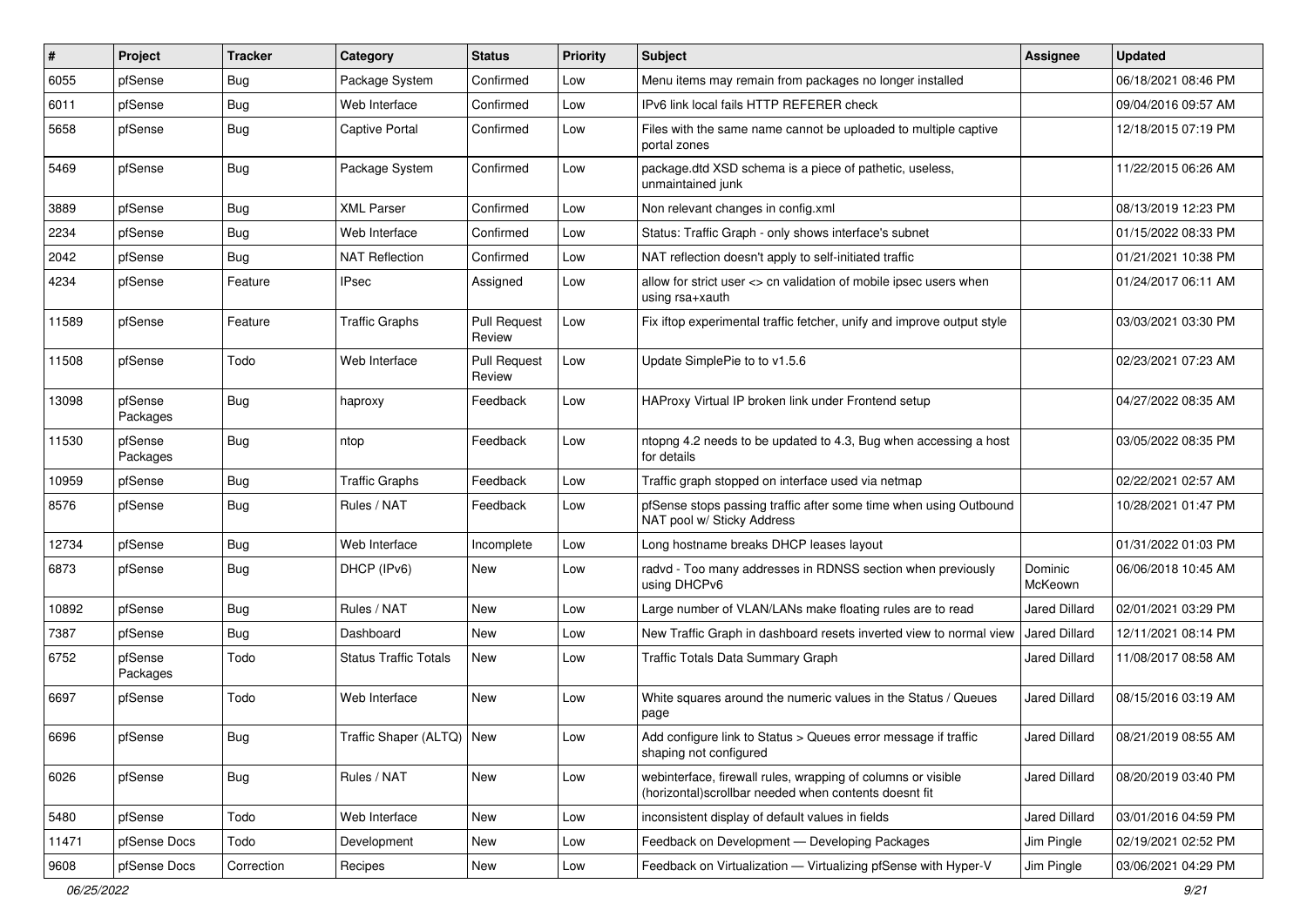| # | Project | Tracker | Category | Status | Priority | Subject | Assignee | Updated |
|---|---|---|---|---|---|---|---|---|
| 6055 | pfSense | Bug | Package System | Confirmed | Low | Menu items may remain from packages no longer installed | | 06/18/2021 08:46 PM |
| 6011 | pfSense | Bug | Web Interface | Confirmed | Low | IPv6 link local fails HTTP REFERER check | | 09/04/2016 09:57 AM |
| 5658 | pfSense | Bug | Captive Portal | Confirmed | Low | Files with the same name cannot be uploaded to multiple captive portal zones | | 12/18/2015 07:19 PM |
| 5469 | pfSense | Bug | Package System | Confirmed | Low | package.dtd XSD schema is a piece of pathetic, useless, unmaintained junk | | 11/22/2015 06:26 AM |
| 3889 | pfSense | Bug | XML Parser | Confirmed | Low | Non relevant changes in config.xml | | 08/13/2019 12:23 PM |
| 2234 | pfSense | Bug | Web Interface | Confirmed | Low | Status: Traffic Graph - only shows interface's subnet | | 01/15/2022 08:33 PM |
| 2042 | pfSense | Bug | NAT Reflection | Confirmed | Low | NAT reflection doesn't apply to self-initiated traffic | | 01/21/2021 10:38 PM |
| 4234 | pfSense | Feature | IPsec | Assigned | Low | allow for strict user <> cn validation of mobile ipsec users when using rsa+xauth | | 01/24/2017 06:11 AM |
| 11589 | pfSense | Feature | Traffic Graphs | Pull Request Review | Low | Fix iftop experimental traffic fetcher, unify and improve output style | | 03/03/2021 03:30 PM |
| 11508 | pfSense | Todo | Web Interface | Pull Request Review | Low | Update SimplePie to to v1.5.6 | | 02/23/2021 07:23 AM |
| 13098 | pfSense Packages | Bug | haproxy | Feedback | Low | HAProxy Virtual IP broken link under Frontend setup | | 04/27/2022 08:35 AM |
| 11530 | pfSense Packages | Bug | ntop | Feedback | Low | ntopng 4.2 needs to be updated to 4.3, Bug when accessing a host for details | | 03/05/2022 08:35 PM |
| 10959 | pfSense | Bug | Traffic Graphs | Feedback | Low | Traffic graph stopped on interface used via netmap | | 02/22/2021 02:57 AM |
| 8576 | pfSense | Bug | Rules / NAT | Feedback | Low | pfSense stops passing traffic after some time when using Outbound NAT pool w/ Sticky Address | | 10/28/2021 01:47 PM |
| 12734 | pfSense | Bug | Web Interface | Incomplete | Low | Long hostname breaks DHCP leases layout | | 01/31/2022 01:03 PM |
| 6873 | pfSense | Bug | DHCP (IPv6) | New | Low | radvd - Too many addresses in RDNSS section when previously using DHCPv6 | Dominic McKeown | 06/06/2018 10:45 AM |
| 10892 | pfSense | Bug | Rules / NAT | New | Low | Large number of VLAN/LANs make floating rules are to read | Jared Dillard | 02/01/2021 03:29 PM |
| 7387 | pfSense | Bug | Dashboard | New | Low | New Traffic Graph in dashboard resets inverted view to normal view | Jared Dillard | 12/11/2021 08:14 PM |
| 6752 | pfSense Packages | Todo | Status Traffic Totals | New | Low | Traffic Totals Data Summary Graph | Jared Dillard | 11/08/2017 08:58 AM |
| 6697 | pfSense | Todo | Web Interface | New | Low | White squares around the numeric values in the Status / Queues page | Jared Dillard | 08/15/2016 03:19 AM |
| 6696 | pfSense | Bug | Traffic Shaper (ALTQ) | New | Low | Add configure link to Status > Queues error message if traffic shaping not configured | Jared Dillard | 08/21/2019 08:55 AM |
| 6026 | pfSense | Bug | Rules / NAT | New | Low | webinterface, firewall rules, wrapping of columns or visible (horizontal)scrollbar needed when contents doesnt fit | Jared Dillard | 08/20/2019 03:40 PM |
| 5480 | pfSense | Todo | Web Interface | New | Low | inconsistent display of default values in fields | Jared Dillard | 03/01/2016 04:59 PM |
| 11471 | pfSense Docs | Todo | Development | New | Low | Feedback on Development — Developing Packages | Jim Pingle | 02/19/2021 02:52 PM |
| 9608 | pfSense Docs | Correction | Recipes | New | Low | Feedback on Virtualization — Virtualizing pfSense with Hyper-V | Jim Pingle | 03/06/2021 04:29 PM |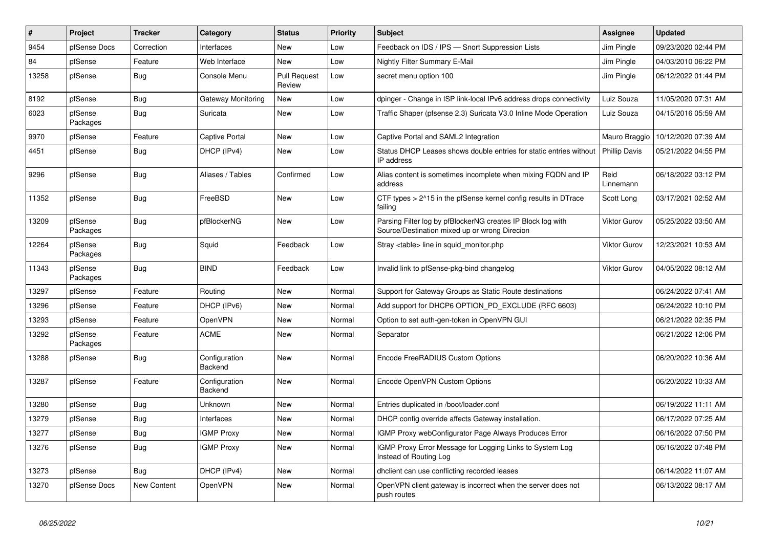| # | Project | Tracker | Category | Status | Priority | Subject | Assignee | Updated |
|---|---|---|---|---|---|---|---|---|
| 9454 | pfSense Docs | Correction | Interfaces | New | Low | Feedback on IDS / IPS — Snort Suppression Lists | Jim Pingle | 09/23/2020 02:44 PM |
| 84 | pfSense | Feature | Web Interface | New | Low | Nightly Filter Summary E-Mail | Jim Pingle | 04/03/2010 06:22 PM |
| 13258 | pfSense | Bug | Console Menu | Pull Request Review | Low | secret menu option 100 | Jim Pingle | 06/12/2022 01:44 PM |
| 8192 | pfSense | Bug | Gateway Monitoring | New | Low | dpinger - Change in ISP link-local IPv6 address drops connectivity | Luiz Souza | 11/05/2020 07:31 AM |
| 6023 | pfSense Packages | Bug | Suricata | New | Low | Traffic Shaper (pfsense 2.3) Suricata V3.0 Inline Mode Operation | Luiz Souza | 04/15/2016 05:59 AM |
| 9970 | pfSense | Feature | Captive Portal | New | Low | Captive Portal and SAML2 Integration | Mauro Braggio | 10/12/2020 07:39 AM |
| 4451 | pfSense | Bug | DHCP (IPv4) | New | Low | Status DHCP Leases shows double entries for static entries without IP address | Phillip Davis | 05/21/2022 04:55 PM |
| 9296 | pfSense | Bug | Aliases / Tables | Confirmed | Low | Alias content is sometimes incomplete when mixing FQDN and IP address | Reid Linnemann | 06/18/2022 03:12 PM |
| 11352 | pfSense | Bug | FreeBSD | New | Low | CTF types > 2^15 in the pfSense kernel config results in DTrace failing | Scott Long | 03/17/2021 02:52 AM |
| 13209 | pfSense Packages | Bug | pfBlockerNG | New | Low | Parsing Filter log by pfBlockerNG creates IP Block log with Source/Destination mixed up or wrong Direcion | Viktor Gurov | 05/25/2022 03:50 AM |
| 12264 | pfSense Packages | Bug | Squid | Feedback | Low | Stray <table> line in squid_monitor.php | Viktor Gurov | 12/23/2021 10:53 AM |
| 11343 | pfSense Packages | Bug | BIND | Feedback | Low | Invalid link to pfSense-pkg-bind changelog | Viktor Gurov | 04/05/2022 08:12 AM |
| 13297 | pfSense | Feature | Routing | New | Normal | Support for Gateway Groups as Static Route destinations | | 06/24/2022 07:41 AM |
| 13296 | pfSense | Feature | DHCP (IPv6) | New | Normal | Add support for DHCP6 OPTION_PD_EXCLUDE (RFC 6603) | | 06/24/2022 10:10 PM |
| 13293 | pfSense | Feature | OpenVPN | New | Normal | Option to set auth-gen-token in OpenVPN GUI | | 06/21/2022 02:35 PM |
| 13292 | pfSense Packages | Feature | ACME | New | Normal | Separator | | 06/21/2022 12:06 PM |
| 13288 | pfSense | Bug | Configuration Backend | New | Normal | Encode FreeRADIUS Custom Options | | 06/20/2022 10:36 AM |
| 13287 | pfSense | Feature | Configuration Backend | New | Normal | Encode OpenVPN Custom Options | | 06/20/2022 10:33 AM |
| 13280 | pfSense | Bug | Unknown | New | Normal | Entries duplicated in /boot/loader.conf | | 06/19/2022 11:11 AM |
| 13279 | pfSense | Bug | Interfaces | New | Normal | DHCP config override affects Gateway installation. | | 06/17/2022 07:25 AM |
| 13277 | pfSense | Bug | IGMP Proxy | New | Normal | IGMP Proxy webConfigurator Page Always Produces Error | | 06/16/2022 07:50 PM |
| 13276 | pfSense | Bug | IGMP Proxy | New | Normal | IGMP Proxy Error Message for Logging Links to System Log Instead of Routing Log | | 06/16/2022 07:48 PM |
| 13273 | pfSense | Bug | DHCP (IPv4) | New | Normal | dhclient can use conflicting recorded leases | | 06/14/2022 11:07 AM |
| 13270 | pfSense Docs | New Content | OpenVPN | New | Normal | OpenVPN client gateway is incorrect when the server does not push routes | | 06/13/2022 08:17 AM |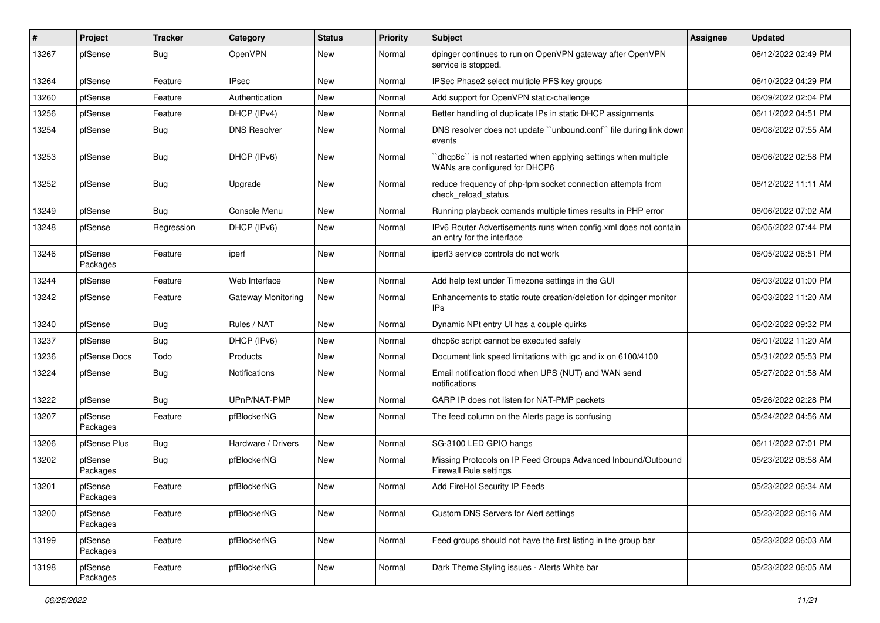| # | Project | Tracker | Category | Status | Priority | Subject | Assignee | Updated |
|---|---|---|---|---|---|---|---|---|
| 13267 | pfSense | Bug | OpenVPN | New | Normal | dpinger continues to run on OpenVPN gateway after OpenVPN service is stopped. | | 06/12/2022 02:49 PM |
| 13264 | pfSense | Feature | IPsec | New | Normal | IPSec Phase2 select multiple PFS key groups | | 06/10/2022 04:29 PM |
| 13260 | pfSense | Feature | Authentication | New | Normal | Add support for OpenVPN static-challenge | | 06/09/2022 02:04 PM |
| 13256 | pfSense | Feature | DHCP (IPv4) | New | Normal | Better handling of duplicate IPs in static DHCP assignments | | 06/11/2022 04:51 PM |
| 13254 | pfSense | Bug | DNS Resolver | New | Normal | DNS resolver does not update ``unbound.conf`` file during link down events | | 06/08/2022 07:55 AM |
| 13253 | pfSense | Bug | DHCP (IPv6) | New | Normal | ``dhcp6c`` is not restarted when applying settings when multiple WANs are configured for DHCP6 | | 06/06/2022 02:58 PM |
| 13252 | pfSense | Bug | Upgrade | New | Normal | reduce frequency of php-fpm socket connection attempts from check_reload_status | | 06/12/2022 11:11 AM |
| 13249 | pfSense | Bug | Console Menu | New | Normal | Running playback comands multiple times results in PHP error | | 06/06/2022 07:02 AM |
| 13248 | pfSense | Regression | DHCP (IPv6) | New | Normal | IPv6 Router Advertisements runs when config.xml does not contain an entry for the interface | | 06/05/2022 07:44 PM |
| 13246 | pfSense Packages | Feature | iperf | New | Normal | iperf3 service controls do not work | | 06/05/2022 06:51 PM |
| 13244 | pfSense | Feature | Web Interface | New | Normal | Add help text under Timezone settings in the GUI | | 06/03/2022 01:00 PM |
| 13242 | pfSense | Feature | Gateway Monitoring | New | Normal | Enhancements to static route creation/deletion for dpinger monitor IPs | | 06/03/2022 11:20 AM |
| 13240 | pfSense | Bug | Rules / NAT | New | Normal | Dynamic NPt entry UI has a couple quirks | | 06/02/2022 09:32 PM |
| 13237 | pfSense | Bug | DHCP (IPv6) | New | Normal | dhcp6c script cannot be executed safely | | 06/01/2022 11:20 AM |
| 13236 | pfSense Docs | Todo | Products | New | Normal | Document link speed limitations with igc and ix on 6100/4100 | | 05/31/2022 05:53 PM |
| 13224 | pfSense | Bug | Notifications | New | Normal | Email notification flood when UPS (NUT) and WAN send notifications | | 05/27/2022 01:58 AM |
| 13222 | pfSense | Bug | UPnP/NAT-PMP | New | Normal | CARP IP does not listen for NAT-PMP packets | | 05/26/2022 02:28 PM |
| 13207 | pfSense Packages | Feature | pfBlockerNG | New | Normal | The feed column on the Alerts page is confusing | | 05/24/2022 04:56 AM |
| 13206 | pfSense Plus | Bug | Hardware / Drivers | New | Normal | SG-3100 LED GPIO hangs | | 06/11/2022 07:01 PM |
| 13202 | pfSense Packages | Bug | pfBlockerNG | New | Normal | Missing Protocols on IP Feed Groups Advanced Inbound/Outbound Firewall Rule settings | | 05/23/2022 08:58 AM |
| 13201 | pfSense Packages | Feature | pfBlockerNG | New | Normal | Add FireHol Security IP Feeds | | 05/23/2022 06:34 AM |
| 13200 | pfSense Packages | Feature | pfBlockerNG | New | Normal | Custom DNS Servers for Alert settings | | 05/23/2022 06:16 AM |
| 13199 | pfSense Packages | Feature | pfBlockerNG | New | Normal | Feed groups should not have the first listing in the group bar | | 05/23/2022 06:03 AM |
| 13198 | pfSense Packages | Feature | pfBlockerNG | New | Normal | Dark Theme Styling issues - Alerts White bar | | 05/23/2022 06:05 AM |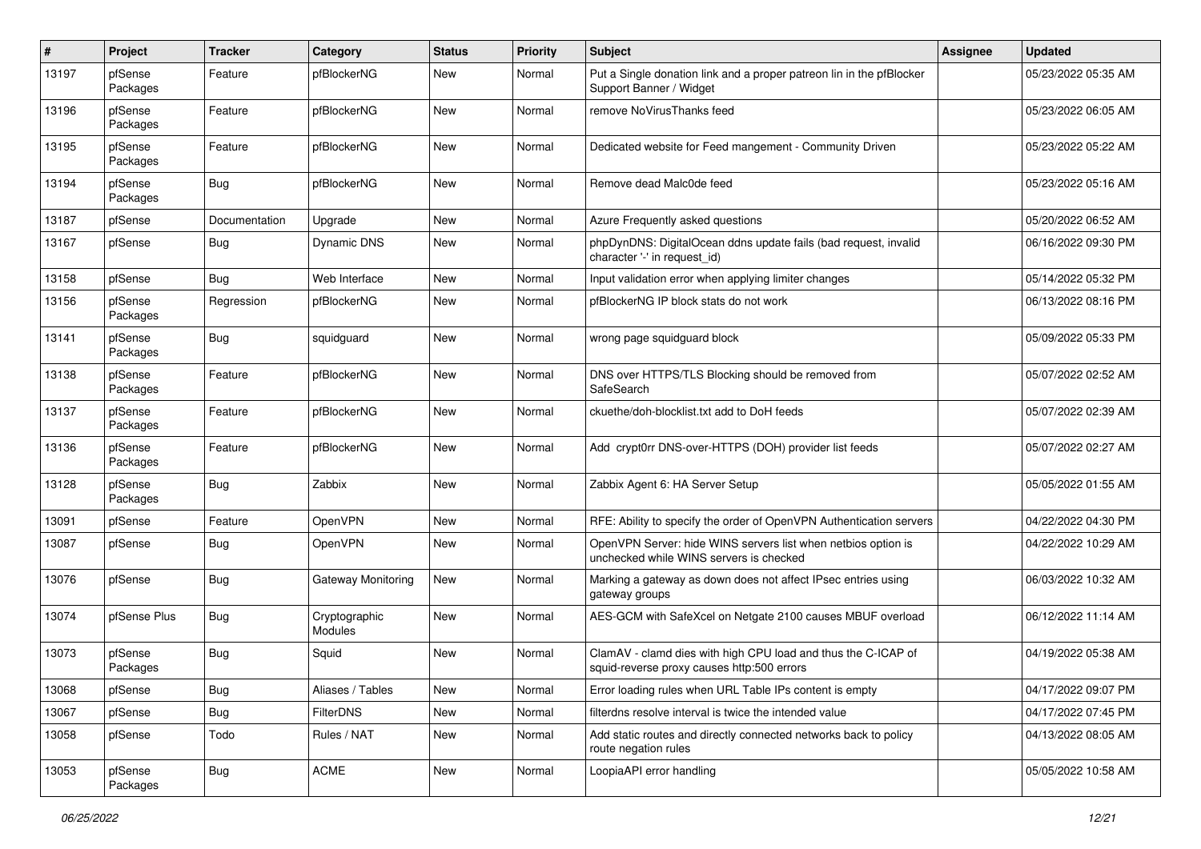| # | Project | Tracker | Category | Status | Priority | Subject | Assignee | Updated |
|---|---|---|---|---|---|---|---|---|
| 13197 | pfSense Packages | Feature | pfBlockerNG | New | Normal | Put a Single donation link and a proper patreon lin in the pfBlocker Support Banner / Widget | | 05/23/2022 05:35 AM |
| 13196 | pfSense Packages | Feature | pfBlockerNG | New | Normal | remove NoVirusThanks feed | | 05/23/2022 06:05 AM |
| 13195 | pfSense Packages | Feature | pfBlockerNG | New | Normal | Dedicated website for Feed mangement - Community Driven | | 05/23/2022 05:22 AM |
| 13194 | pfSense Packages | Bug | pfBlockerNG | New | Normal | Remove dead Malc0de feed | | 05/23/2022 05:16 AM |
| 13187 | pfSense | Documentation | Upgrade | New | Normal | Azure Frequently asked questions | | 05/20/2022 06:52 AM |
| 13167 | pfSense | Bug | Dynamic DNS | New | Normal | phpDynDNS: DigitalOcean ddns update fails (bad request, invalid character '-' in request_id) | | 06/16/2022 09:30 PM |
| 13158 | pfSense | Bug | Web Interface | New | Normal | Input validation error when applying limiter changes | | 05/14/2022 05:32 PM |
| 13156 | pfSense Packages | Regression | pfBlockerNG | New | Normal | pfBlockerNG IP block stats do not work | | 06/13/2022 08:16 PM |
| 13141 | pfSense Packages | Bug | squidguard | New | Normal | wrong page squidguard block | | 05/09/2022 05:33 PM |
| 13138 | pfSense Packages | Feature | pfBlockerNG | New | Normal | DNS over HTTPS/TLS Blocking should be removed from SafeSearch | | 05/07/2022 02:52 AM |
| 13137 | pfSense Packages | Feature | pfBlockerNG | New | Normal | ckuethe/doh-blocklist.txt add to DoH feeds | | 05/07/2022 02:39 AM |
| 13136 | pfSense Packages | Feature | pfBlockerNG | New | Normal | Add crypt0rr DNS-over-HTTPS (DOH) provider list feeds | | 05/07/2022 02:27 AM |
| 13128 | pfSense Packages | Bug | Zabbix | New | Normal | Zabbix Agent 6: HA Server Setup | | 05/05/2022 01:55 AM |
| 13091 | pfSense | Feature | OpenVPN | New | Normal | RFE: Ability to specify the order of OpenVPN Authentication servers | | 04/22/2022 04:30 PM |
| 13087 | pfSense | Bug | OpenVPN | New | Normal | OpenVPN Server: hide WINS servers list when netbios option is unchecked while WINS servers is checked | | 04/22/2022 10:29 AM |
| 13076 | pfSense | Bug | Gateway Monitoring | New | Normal | Marking a gateway as down does not affect IPsec entries using gateway groups | | 06/03/2022 10:32 AM |
| 13074 | pfSense Plus | Bug | Cryptographic Modules | New | Normal | AES-GCM with SafeXcel on Netgate 2100 causes MBUF overload | | 06/12/2022 11:14 AM |
| 13073 | pfSense Packages | Bug | Squid | New | Normal | ClamAV - clamd dies with high CPU load and thus the C-ICAP of squid-reverse proxy causes http:500 errors | | 04/19/2022 05:38 AM |
| 13068 | pfSense | Bug | Aliases / Tables | New | Normal | Error loading rules when URL Table IPs content is empty | | 04/17/2022 09:07 PM |
| 13067 | pfSense | Bug | FilterDNS | New | Normal | filterdns resolve interval is twice the intended value | | 04/17/2022 07:45 PM |
| 13058 | pfSense | Todo | Rules / NAT | New | Normal | Add static routes and directly connected networks back to policy route negation rules | | 04/13/2022 08:05 AM |
| 13053 | pfSense Packages | Bug | ACME | New | Normal | LoopiaAPI error handling | | 05/05/2022 10:58 AM |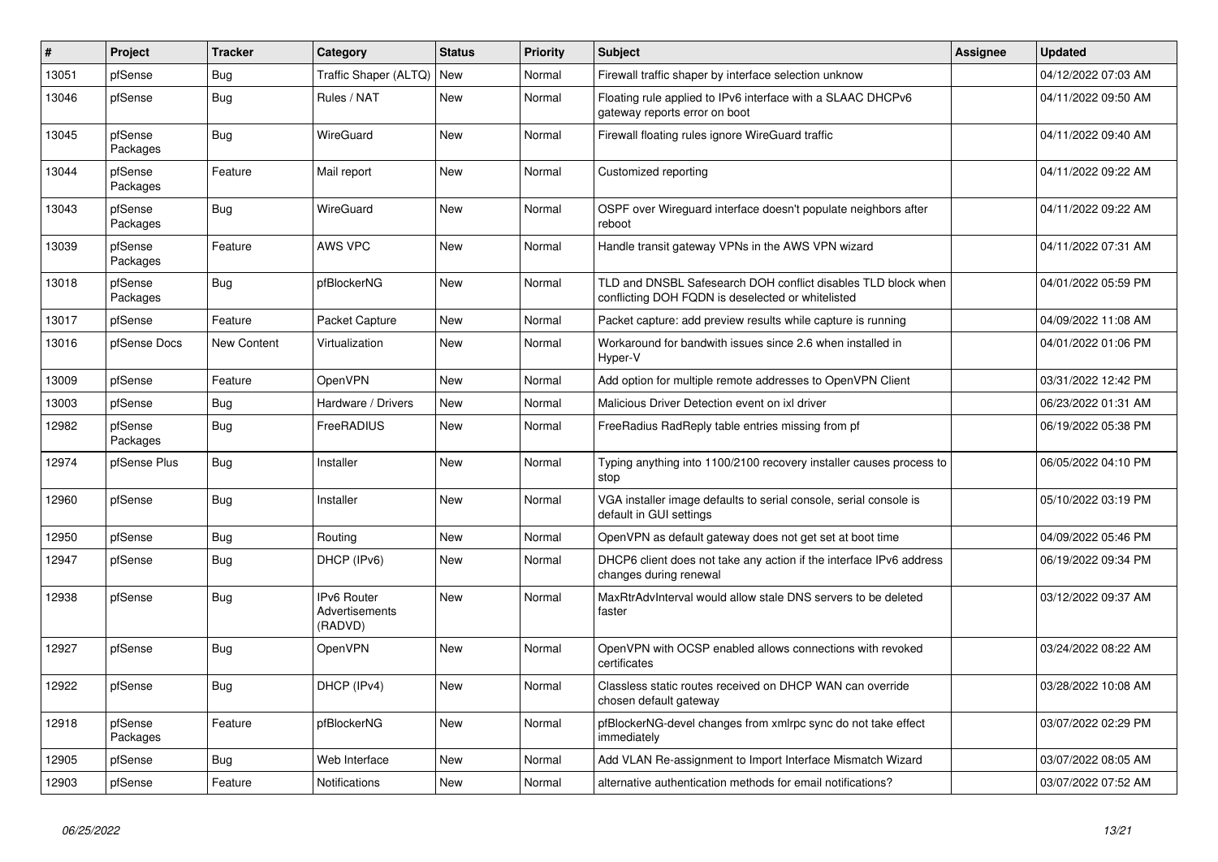| # | Project | Tracker | Category | Status | Priority | Subject | Assignee | Updated |
|---|---|---|---|---|---|---|---|---|
| 13051 | pfSense | Bug | Traffic Shaper (ALTQ) | New | Normal | Firewall traffic shaper by interface selection unknow | | 04/12/2022 07:03 AM |
| 13046 | pfSense | Bug | Rules / NAT | New | Normal | Floating rule applied to IPv6 interface with a SLAAC DHCPv6 gateway reports error on boot | | 04/11/2022 09:50 AM |
| 13045 | pfSense Packages | Bug | WireGuard | New | Normal | Firewall floating rules ignore WireGuard traffic | | 04/11/2022 09:40 AM |
| 13044 | pfSense Packages | Feature | Mail report | New | Normal | Customized reporting | | 04/11/2022 09:22 AM |
| 13043 | pfSense Packages | Bug | WireGuard | New | Normal | OSPF over Wireguard interface doesn't populate neighbors after reboot | | 04/11/2022 09:22 AM |
| 13039 | pfSense Packages | Feature | AWS VPC | New | Normal | Handle transit gateway VPNs in the AWS VPN wizard | | 04/11/2022 07:31 AM |
| 13018 | pfSense Packages | Bug | pfBlockerNG | New | Normal | TLD and DNSBL Safesearch DOH conflict disables TLD block when conflicting DOH FQDN is deselected or whitelisted | | 04/01/2022 05:59 PM |
| 13017 | pfSense | Feature | Packet Capture | New | Normal | Packet capture: add preview results while capture is running | | 04/09/2022 11:08 AM |
| 13016 | pfSense Docs | New Content | Virtualization | New | Normal | Workaround for bandwith issues since 2.6 when installed in Hyper-V | | 04/01/2022 01:06 PM |
| 13009 | pfSense | Feature | OpenVPN | New | Normal | Add option for multiple remote addresses to OpenVPN Client | | 03/31/2022 12:42 PM |
| 13003 | pfSense | Bug | Hardware / Drivers | New | Normal | Malicious Driver Detection event on ixl driver | | 06/23/2022 01:31 AM |
| 12982 | pfSense Packages | Bug | FreeRADIUS | New | Normal | FreeRadius RadReply table entries missing from pf | | 06/19/2022 05:38 PM |
| 12974 | pfSense Plus | Bug | Installer | New | Normal | Typing anything into 1100/2100 recovery installer causes process to stop | | 06/05/2022 04:10 PM |
| 12960 | pfSense | Bug | Installer | New | Normal | VGA installer image defaults to serial console, serial console is default in GUI settings | | 05/10/2022 03:19 PM |
| 12950 | pfSense | Bug | Routing | New | Normal | OpenVPN as default gateway does not get set at boot time | | 04/09/2022 05:46 PM |
| 12947 | pfSense | Bug | DHCP (IPv6) | New | Normal | DHCP6 client does not take any action if the interface IPv6 address changes during renewal | | 06/19/2022 09:34 PM |
| 12938 | pfSense | Bug | IPv6 Router Advertisements (RADVD) | New | Normal | MaxRtrAdvInterval would allow stale DNS servers to be deleted faster | | 03/12/2022 09:37 AM |
| 12927 | pfSense | Bug | OpenVPN | New | Normal | OpenVPN with OCSP enabled allows connections with revoked certificates | | 03/24/2022 08:22 AM |
| 12922 | pfSense | Bug | DHCP (IPv4) | New | Normal | Classless static routes received on DHCP WAN can override chosen default gateway | | 03/28/2022 10:08 AM |
| 12918 | pfSense Packages | Feature | pfBlockerNG | New | Normal | pfBlockerNG-devel changes from xmlrpc sync do not take effect immediately | | 03/07/2022 02:29 PM |
| 12905 | pfSense | Bug | Web Interface | New | Normal | Add VLAN Re-assignment to Import Interface Mismatch Wizard | | 03/07/2022 08:05 AM |
| 12903 | pfSense | Feature | Notifications | New | Normal | alternative authentication methods for email notifications? | | 03/07/2022 07:52 AM |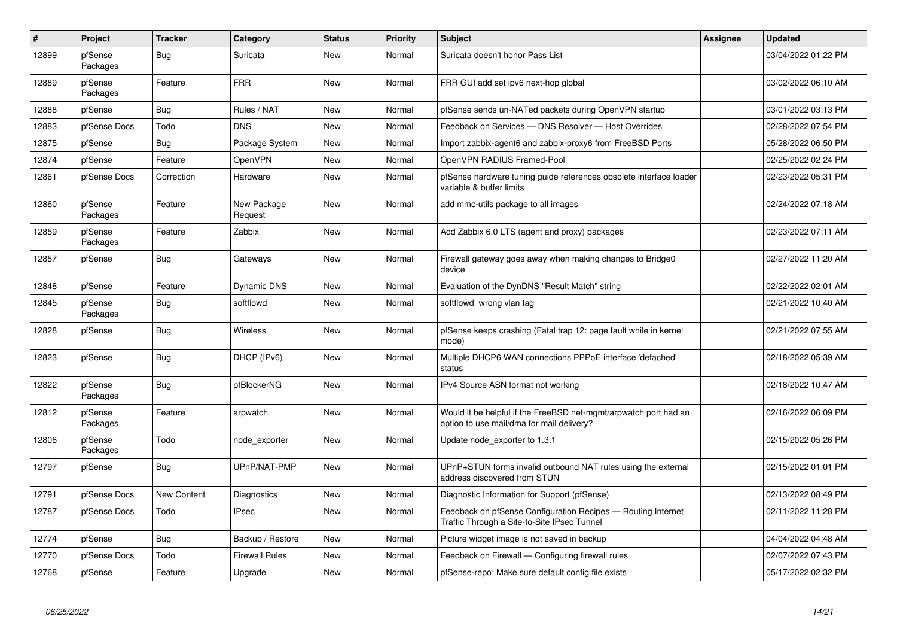| # | Project | Tracker | Category | Status | Priority | Subject | Assignee | Updated |
|---|---|---|---|---|---|---|---|---|
| 12899 | pfSense Packages | Bug | Suricata | New | Normal | Suricata doesn't honor Pass List | | 03/04/2022 01:22 PM |
| 12889 | pfSense Packages | Feature | FRR | New | Normal | FRR GUI add set ipv6 next-hop global | | 03/02/2022 06:10 AM |
| 12888 | pfSense | Bug | Rules / NAT | New | Normal | pfSense sends un-NATed packets during OpenVPN startup | | 03/01/2022 03:13 PM |
| 12883 | pfSense Docs | Todo | DNS | New | Normal | Feedback on Services — DNS Resolver — Host Overrides | | 02/28/2022 07:54 PM |
| 12875 | pfSense | Bug | Package System | New | Normal | Import zabbix-agent6 and zabbix-proxy6 from FreeBSD Ports | | 05/28/2022 06:50 PM |
| 12874 | pfSense | Feature | OpenVPN | New | Normal | OpenVPN RADIUS Framed-Pool | | 02/25/2022 02:24 PM |
| 12861 | pfSense Docs | Correction | Hardware | New | Normal | pfSense hardware tuning guide references obsolete interface loader variable & buffer limits | | 02/23/2022 05:31 PM |
| 12860 | pfSense Packages | Feature | New Package Request | New | Normal | add mmc-utils package to all images | | 02/24/2022 07:18 AM |
| 12859 | pfSense Packages | Feature | Zabbix | New | Normal | Add Zabbix 6.0 LTS (agent and proxy) packages | | 02/23/2022 07:11 AM |
| 12857 | pfSense | Bug | Gateways | New | Normal | Firewall gateway goes away when making changes to Bridge0 device | | 02/27/2022 11:20 AM |
| 12848 | pfSense | Feature | Dynamic DNS | New | Normal | Evaluation of the DynDNS "Result Match" string | | 02/22/2022 02:01 AM |
| 12845 | pfSense Packages | Bug | softflowd | New | Normal | softflowd wrong vlan tag | | 02/21/2022 10:40 AM |
| 12828 | pfSense | Bug | Wireless | New | Normal | pfSense keeps crashing (Fatal trap 12: page fault while in kernel mode) | | 02/21/2022 07:55 AM |
| 12823 | pfSense | Bug | DHCP (IPv6) | New | Normal | Multiple DHCP6 WAN connections PPPoE interface 'defached' status | | 02/18/2022 05:39 AM |
| 12822 | pfSense Packages | Bug | pfBlockerNG | New | Normal | IPv4 Source ASN format not working | | 02/18/2022 10:47 AM |
| 12812 | pfSense Packages | Feature | arpwatch | New | Normal | Would it be helpful if the FreeBSD net-mgmt/arpwatch port had an option to use mail/dma for mail delivery? | | 02/16/2022 06:09 PM |
| 12806 | pfSense Packages | Todo | node_exporter | New | Normal | Update node_exporter to 1.3.1 | | 02/15/2022 05:26 PM |
| 12797 | pfSense | Bug | UPnP/NAT-PMP | New | Normal | UPnP+STUN forms invalid outbound NAT rules using the external address discovered from STUN | | 02/15/2022 01:01 PM |
| 12791 | pfSense Docs | New Content | Diagnostics | New | Normal | Diagnostic Information for Support (pfSense) | | 02/13/2022 08:49 PM |
| 12787 | pfSense Docs | Todo | IPsec | New | Normal | Feedback on pfSense Configuration Recipes — Routing Internet Traffic Through a Site-to-Site IPsec Tunnel | | 02/11/2022 11:28 PM |
| 12774 | pfSense | Bug | Backup / Restore | New | Normal | Picture widget image is not saved in backup | | 04/04/2022 04:48 AM |
| 12770 | pfSense Docs | Todo | Firewall Rules | New | Normal | Feedback on Firewall — Configuring firewall rules | | 02/07/2022 07:43 PM |
| 12768 | pfSense | Feature | Upgrade | New | Normal | pfSense-repo: Make sure default config file exists | | 05/17/2022 02:32 PM |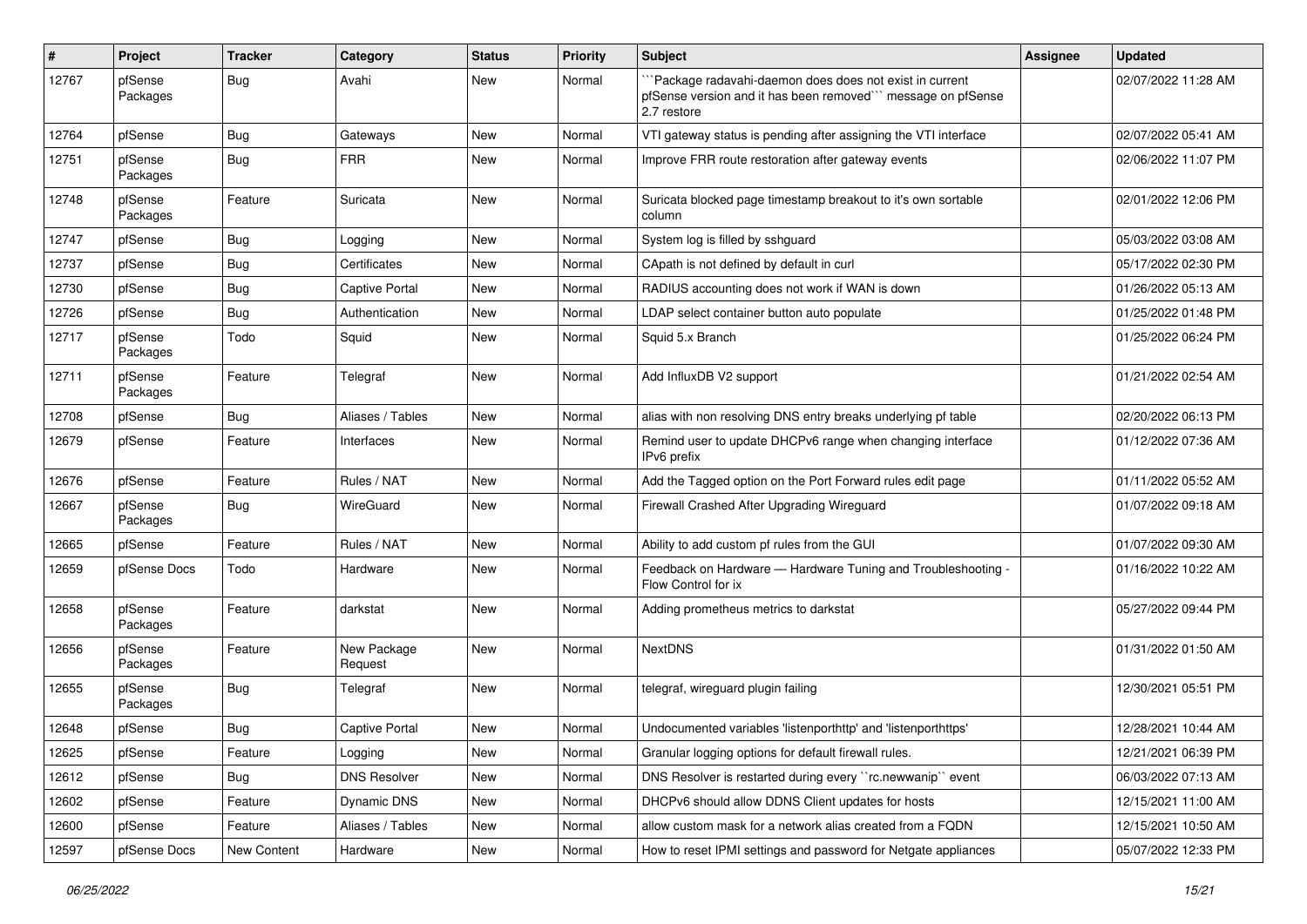| # | Project | Tracker | Category | Status | Priority | Subject | Assignee | Updated |
|---|---|---|---|---|---|---|---|---|
| 12767 | pfSense Packages | Bug | Avahi | New | Normal | ```Package radavahi-daemon does does not exist in current pfSense version and it has been removed``` message on pfSense 2.7 restore | | 02/07/2022 11:28 AM |
| 12764 | pfSense | Bug | Gateways | New | Normal | VTI gateway status is pending after assigning the VTI interface | | 02/07/2022 05:41 AM |
| 12751 | pfSense Packages | Bug | FRR | New | Normal | Improve FRR route restoration after gateway events | | 02/06/2022 11:07 PM |
| 12748 | pfSense Packages | Feature | Suricata | New | Normal | Suricata blocked page timestamp breakout to it's own sortable column | | 02/01/2022 12:06 PM |
| 12747 | pfSense | Bug | Logging | New | Normal | System log is filled by sshguard | | 05/03/2022 03:08 AM |
| 12737 | pfSense | Bug | Certificates | New | Normal | CApath is not defined by default in curl | | 05/17/2022 02:30 PM |
| 12730 | pfSense | Bug | Captive Portal | New | Normal | RADIUS accounting does not work if WAN is down | | 01/26/2022 05:13 AM |
| 12726 | pfSense | Bug | Authentication | New | Normal | LDAP select container button auto populate | | 01/25/2022 01:48 PM |
| 12717 | pfSense Packages | Todo | Squid | New | Normal | Squid 5.x Branch | | 01/25/2022 06:24 PM |
| 12711 | pfSense Packages | Feature | Telegraf | New | Normal | Add InfluxDB V2 support | | 01/21/2022 02:54 AM |
| 12708 | pfSense | Bug | Aliases / Tables | New | Normal | alias with non resolving DNS entry breaks underlying pf table | | 02/20/2022 06:13 PM |
| 12679 | pfSense | Feature | Interfaces | New | Normal | Remind user to update DHCPv6 range when changing interface IPv6 prefix | | 01/12/2022 07:36 AM |
| 12676 | pfSense | Feature | Rules / NAT | New | Normal | Add the Tagged option on the Port Forward rules edit page | | 01/11/2022 05:52 AM |
| 12667 | pfSense Packages | Bug | WireGuard | New | Normal | Firewall Crashed After Upgrading Wireguard | | 01/07/2022 09:18 AM |
| 12665 | pfSense | Feature | Rules / NAT | New | Normal | Ability to add custom pf rules from the GUI | | 01/07/2022 09:30 AM |
| 12659 | pfSense Docs | Todo | Hardware | New | Normal | Feedback on Hardware — Hardware Tuning and Troubleshooting - Flow Control for ix | | 01/16/2022 10:22 AM |
| 12658 | pfSense Packages | Feature | darkstat | New | Normal | Adding prometheus metrics to darkstat | | 05/27/2022 09:44 PM |
| 12656 | pfSense Packages | Feature | New Package Request | New | Normal | NextDNS | | 01/31/2022 01:50 AM |
| 12655 | pfSense Packages | Bug | Telegraf | New | Normal | telegraf, wireguard plugin failing | | 12/30/2021 05:51 PM |
| 12648 | pfSense | Bug | Captive Portal | New | Normal | Undocumented variables 'listenporthttp' and 'listenporthttps' | | 12/28/2021 10:44 AM |
| 12625 | pfSense | Feature | Logging | New | Normal | Granular logging options for default firewall rules. | | 12/21/2021 06:39 PM |
| 12612 | pfSense | Bug | DNS Resolver | New | Normal | DNS Resolver is restarted during every ``rc.newwanip`` event | | 06/03/2022 07:13 AM |
| 12602 | pfSense | Feature | Dynamic DNS | New | Normal | DHCPv6 should allow DDNS Client updates for hosts | | 12/15/2021 11:00 AM |
| 12600 | pfSense | Feature | Aliases / Tables | New | Normal | allow custom mask for a network alias created from a FQDN | | 12/15/2021 10:50 AM |
| 12597 | pfSense Docs | New Content | Hardware | New | Normal | How to reset IPMI settings and password for Netgate appliances | | 05/07/2022 12:33 PM |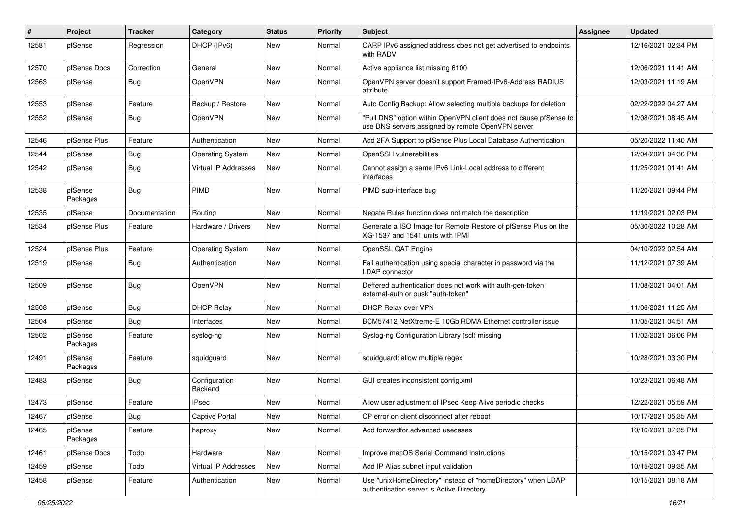| # | Project | Tracker | Category | Status | Priority | Subject | Assignee | Updated |
|---|---|---|---|---|---|---|---|---|
| 12581 | pfSense | Regression | DHCP (IPv6) | New | Normal | CARP IPv6 assigned address does not get advertised to endpoints with RADV | | 12/16/2021 02:34 PM |
| 12570 | pfSense Docs | Correction | General | New | Normal | Active appliance list missing 6100 | | 12/06/2021 11:41 AM |
| 12563 | pfSense | Bug | OpenVPN | New | Normal | OpenVPN server doesn't support Framed-IPv6-Address RADIUS attribute | | 12/03/2021 11:19 AM |
| 12553 | pfSense | Feature | Backup / Restore | New | Normal | Auto Config Backup: Allow selecting multiple backups for deletion | | 02/22/2022 04:27 AM |
| 12552 | pfSense | Bug | OpenVPN | New | Normal | "Pull DNS" option within OpenVPN client does not cause pfSense to use DNS servers assigned by remote OpenVPN server | | 12/08/2021 08:45 AM |
| 12546 | pfSense Plus | Feature | Authentication | New | Normal | Add 2FA Support to pfSense Plus Local Database Authentication | | 05/20/2022 11:40 AM |
| 12544 | pfSense | Bug | Operating System | New | Normal | OpenSSH vulnerabilities | | 12/04/2021 04:36 PM |
| 12542 | pfSense | Bug | Virtual IP Addresses | New | Normal | Cannot assign a same IPv6 Link-Local address to different interfaces | | 11/25/2021 01:41 AM |
| 12538 | pfSense Packages | Bug | PIMD | New | Normal | PIMD sub-interface bug | | 11/20/2021 09:44 PM |
| 12535 | pfSense | Documentation | Routing | New | Normal | Negate Rules function does not match the description | | 11/19/2021 02:03 PM |
| 12534 | pfSense Plus | Feature | Hardware / Drivers | New | Normal | Generate a ISO Image for Remote Restore of pfSense Plus on the XG-1537 and 1541 units with IPMI | | 05/30/2022 10:28 AM |
| 12524 | pfSense Plus | Feature | Operating System | New | Normal | OpenSSL QAT Engine | | 04/10/2022 02:54 AM |
| 12519 | pfSense | Bug | Authentication | New | Normal | Fail authentication using special character in password via the LDAP connector | | 11/12/2021 07:39 AM |
| 12509 | pfSense | Bug | OpenVPN | New | Normal | Deffered authentication does not work with auth-gen-token external-auth or pusk "auth-token" | | 11/08/2021 04:01 AM |
| 12508 | pfSense | Bug | DHCP Relay | New | Normal | DHCP Relay over VPN | | 11/06/2021 11:25 AM |
| 12504 | pfSense | Bug | Interfaces | New | Normal | BCM57412 NetXtreme-E 10Gb RDMA Ethernet controller issue | | 11/05/2021 04:51 AM |
| 12502 | pfSense Packages | Feature | syslog-ng | New | Normal | Syslog-ng Configuration Library (scl) missing | | 11/02/2021 06:06 PM |
| 12491 | pfSense Packages | Feature | squidguard | New | Normal | squidguard: allow multiple regex | | 10/28/2021 03:30 PM |
| 12483 | pfSense | Bug | Configuration Backend | New | Normal | GUI creates inconsistent config.xml | | 10/23/2021 06:48 AM |
| 12473 | pfSense | Feature | IPsec | New | Normal | Allow user adjustment of IPsec Keep Alive periodic checks | | 12/22/2021 05:59 AM |
| 12467 | pfSense | Bug | Captive Portal | New | Normal | CP error on client disconnect after reboot | | 10/17/2021 05:35 AM |
| 12465 | pfSense Packages | Feature | haproxy | New | Normal | Add forwardfor advanced usecases | | 10/16/2021 07:35 PM |
| 12461 | pfSense Docs | Todo | Hardware | New | Normal | Improve macOS Serial Command Instructions | | 10/15/2021 03:47 PM |
| 12459 | pfSense | Todo | Virtual IP Addresses | New | Normal | Add IP Alias subnet input validation | | 10/15/2021 09:35 AM |
| 12458 | pfSense | Feature | Authentication | New | Normal | Use "unixHomeDirectory" instead of "homeDirectory" when LDAP authentication server is Active Directory | | 10/15/2021 08:18 AM |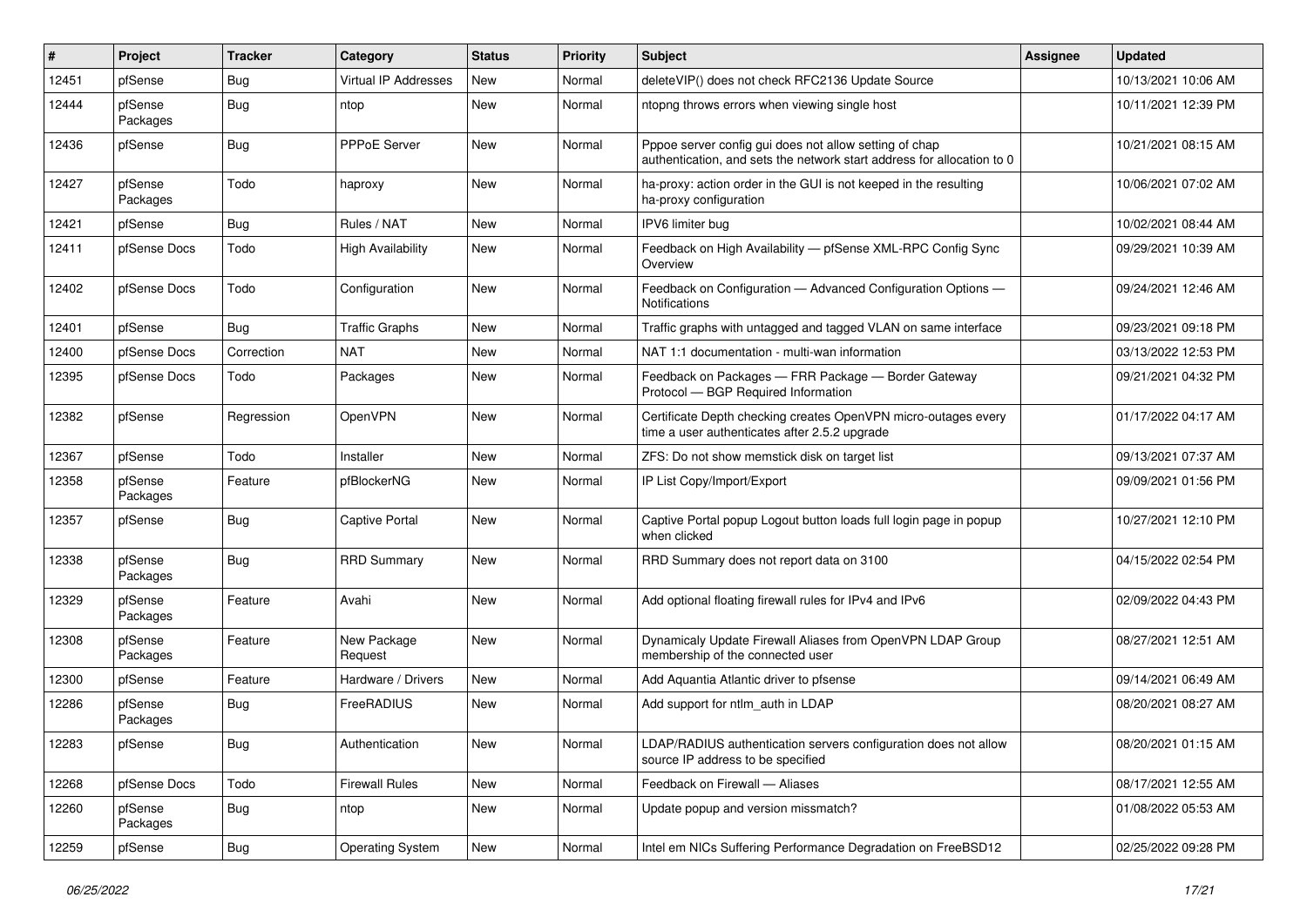| # | Project | Tracker | Category | Status | Priority | Subject | Assignee | Updated |
|---|---|---|---|---|---|---|---|---|
| 12451 | pfSense | Bug | Virtual IP Addresses | New | Normal | deleteVIP() does not check RFC2136 Update Source | | 10/13/2021 10:06 AM |
| 12444 | pfSense Packages | Bug | ntop | New | Normal | ntopng throws errors when viewing single host | | 10/11/2021 12:39 PM |
| 12436 | pfSense | Bug | PPPoE Server | New | Normal | Pppoe server config gui does not allow setting of chap authentication, and sets the network start address for allocation to 0 | | 10/21/2021 08:15 AM |
| 12427 | pfSense Packages | Todo | haproxy | New | Normal | ha-proxy: action order in the GUI is not keeped in the resulting ha-proxy configuration | | 10/06/2021 07:02 AM |
| 12421 | pfSense | Bug | Rules / NAT | New | Normal | IPV6 limiter bug | | 10/02/2021 08:44 AM |
| 12411 | pfSense Docs | Todo | High Availability | New | Normal | Feedback on High Availability — pfSense XML-RPC Config Sync Overview | | 09/29/2021 10:39 AM |
| 12402 | pfSense Docs | Todo | Configuration | New | Normal | Feedback on Configuration — Advanced Configuration Options — Notifications | | 09/24/2021 12:46 AM |
| 12401 | pfSense | Bug | Traffic Graphs | New | Normal | Traffic graphs with untagged and tagged VLAN on same interface | | 09/23/2021 09:18 PM |
| 12400 | pfSense Docs | Correction | NAT | New | Normal | NAT 1:1 documentation - multi-wan information | | 03/13/2022 12:53 PM |
| 12395 | pfSense Docs | Todo | Packages | New | Normal | Feedback on Packages — FRR Package — Border Gateway Protocol — BGP Required Information | | 09/21/2021 04:32 PM |
| 12382 | pfSense | Regression | OpenVPN | New | Normal | Certificate Depth checking creates OpenVPN micro-outages every time a user authenticates after 2.5.2 upgrade | | 01/17/2022 04:17 AM |
| 12367 | pfSense | Todo | Installer | New | Normal | ZFS: Do not show memstick disk on target list | | 09/13/2021 07:37 AM |
| 12358 | pfSense Packages | Feature | pfBlockerNG | New | Normal | IP List Copy/Import/Export | | 09/09/2021 01:56 PM |
| 12357 | pfSense | Bug | Captive Portal | New | Normal | Captive Portal popup Logout button loads full login page in popup when clicked | | 10/27/2021 12:10 PM |
| 12338 | pfSense Packages | Bug | RRD Summary | New | Normal | RRD Summary does not report data on 3100 | | 04/15/2022 02:54 PM |
| 12329 | pfSense Packages | Feature | Avahi | New | Normal | Add optional floating firewall rules for IPv4 and IPv6 | | 02/09/2022 04:43 PM |
| 12308 | pfSense Packages | Feature | New Package Request | New | Normal | Dynamicaly Update Firewall Aliases from OpenVPN LDAP Group membership of the connected user | | 08/27/2021 12:51 AM |
| 12300 | pfSense | Feature | Hardware / Drivers | New | Normal | Add Aquantia Atlantic driver to pfsense | | 09/14/2021 06:49 AM |
| 12286 | pfSense Packages | Bug | FreeRADIUS | New | Normal | Add support for ntlm_auth in LDAP | | 08/20/2021 08:27 AM |
| 12283 | pfSense | Bug | Authentication | New | Normal | LDAP/RADIUS authentication servers configuration does not allow source IP address to be specified | | 08/20/2021 01:15 AM |
| 12268 | pfSense Docs | Todo | Firewall Rules | New | Normal | Feedback on Firewall — Aliases | | 08/17/2021 12:55 AM |
| 12260 | pfSense Packages | Bug | ntop | New | Normal | Update popup and version missmatch? | | 01/08/2022 05:53 AM |
| 12259 | pfSense | Bug | Operating System | New | Normal | Intel em NICs Suffering Performance Degradation on FreeBSD12 | | 02/25/2022 09:28 PM |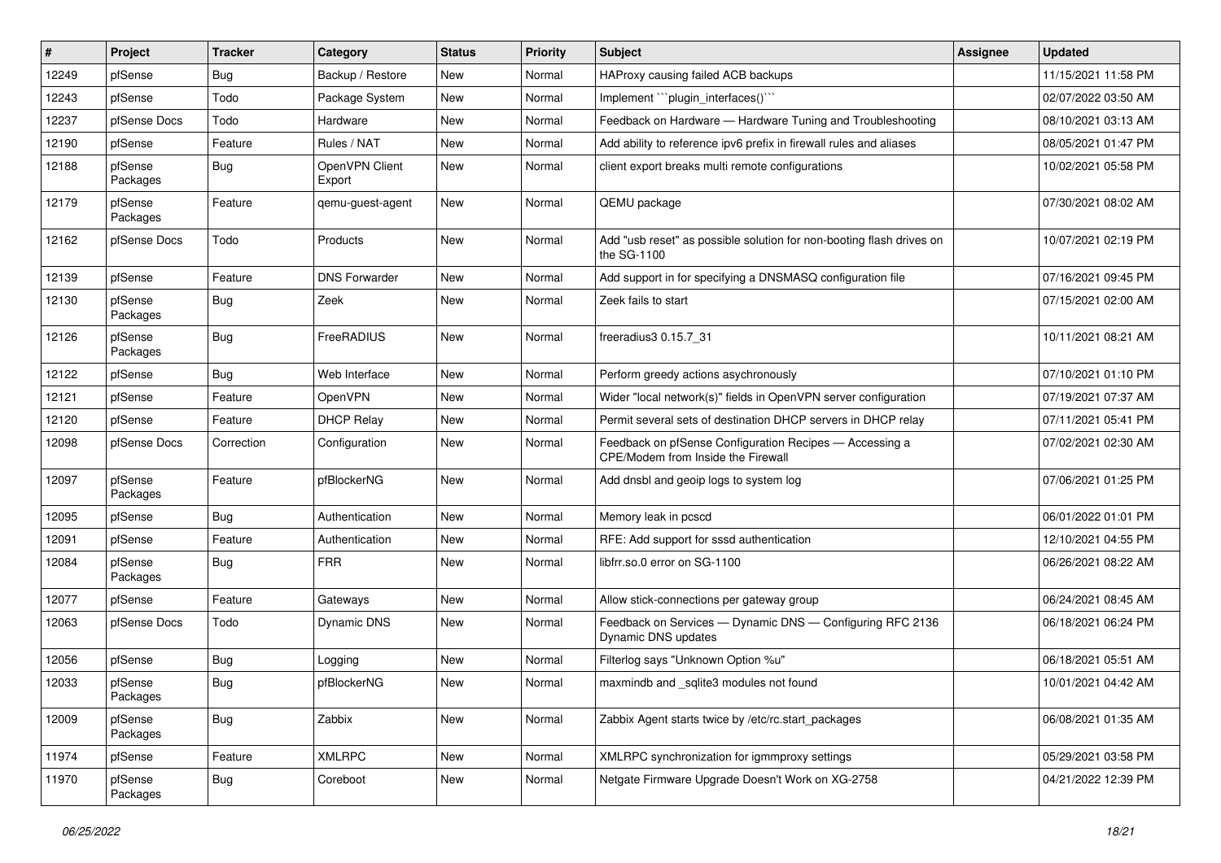| # | Project | Tracker | Category | Status | Priority | Subject | Assignee | Updated |
|---|---|---|---|---|---|---|---|---|
| 12249 | pfSense | Bug | Backup / Restore | New | Normal | HAProxy causing failed ACB backups | | 11/15/2021 11:58 PM |
| 12243 | pfSense | Todo | Package System | New | Normal | Implement ```plugin_interfaces()``` | | 02/07/2022 03:50 AM |
| 12237 | pfSense Docs | Todo | Hardware | New | Normal | Feedback on Hardware — Hardware Tuning and Troubleshooting | | 08/10/2021 03:13 AM |
| 12190 | pfSense | Feature | Rules / NAT | New | Normal | Add ability to reference ipv6 prefix in firewall rules and aliases | | 08/05/2021 01:47 PM |
| 12188 | pfSense Packages | Bug | OpenVPN Client Export | New | Normal | client export breaks multi remote configurations | | 10/02/2021 05:58 PM |
| 12179 | pfSense Packages | Feature | qemu-guest-agent | New | Normal | QEMU package | | 07/30/2021 08:02 AM |
| 12162 | pfSense Docs | Todo | Products | New | Normal | Add "usb reset" as possible solution for non-booting flash drives on the SG-1100 | | 10/07/2021 02:19 PM |
| 12139 | pfSense | Feature | DNS Forwarder | New | Normal | Add support in for specifying a DNSMASQ configuration file | | 07/16/2021 09:45 PM |
| 12130 | pfSense Packages | Bug | Zeek | New | Normal | Zeek fails to start | | 07/15/2021 02:00 AM |
| 12126 | pfSense Packages | Bug | FreeRADIUS | New | Normal | freeradius3 0.15.7_31 | | 10/11/2021 08:21 AM |
| 12122 | pfSense | Bug | Web Interface | New | Normal | Perform greedy actions asychronously | | 07/10/2021 01:10 PM |
| 12121 | pfSense | Feature | OpenVPN | New | Normal | Wider "local network(s)" fields in OpenVPN server configuration | | 07/19/2021 07:37 AM |
| 12120 | pfSense | Feature | DHCP Relay | New | Normal | Permit several sets of destination DHCP servers in DHCP relay | | 07/11/2021 05:41 PM |
| 12098 | pfSense Docs | Correction | Configuration | New | Normal | Feedback on pfSense Configuration Recipes — Accessing a CPE/Modem from Inside the Firewall | | 07/02/2021 02:30 AM |
| 12097 | pfSense Packages | Feature | pfBlockerNG | New | Normal | Add dnsbl and geoip logs to system log | | 07/06/2021 01:25 PM |
| 12095 | pfSense | Bug | Authentication | New | Normal | Memory leak in pcscd | | 06/01/2022 01:01 PM |
| 12091 | pfSense | Feature | Authentication | New | Normal | RFE: Add support for sssd authentication | | 12/10/2021 04:55 PM |
| 12084 | pfSense Packages | Bug | FRR | New | Normal | libfrr.so.0 error on SG-1100 | | 06/26/2021 08:22 AM |
| 12077 | pfSense | Feature | Gateways | New | Normal | Allow stick-connections per gateway group | | 06/24/2021 08:45 AM |
| 12063 | pfSense Docs | Todo | Dynamic DNS | New | Normal | Feedback on Services — Dynamic DNS — Configuring RFC 2136 Dynamic DNS updates | | 06/18/2021 06:24 PM |
| 12056 | pfSense | Bug | Logging | New | Normal | Filterlog says "Unknown Option %u" | | 06/18/2021 05:51 AM |
| 12033 | pfSense Packages | Bug | pfBlockerNG | New | Normal | maxmindb and _sqlite3 modules not found | | 10/01/2021 04:42 AM |
| 12009 | pfSense Packages | Bug | Zabbix | New | Normal | Zabbix Agent starts twice by /etc/rc.start_packages | | 06/08/2021 01:35 AM |
| 11974 | pfSense | Feature | XMLRPC | New | Normal | XMLRPC synchronization for igmmproxy settings | | 05/29/2021 03:58 PM |
| 11970 | pfSense Packages | Bug | Coreboot | New | Normal | Netgate Firmware Upgrade Doesn't Work on XG-2758 | | 04/21/2022 12:39 PM |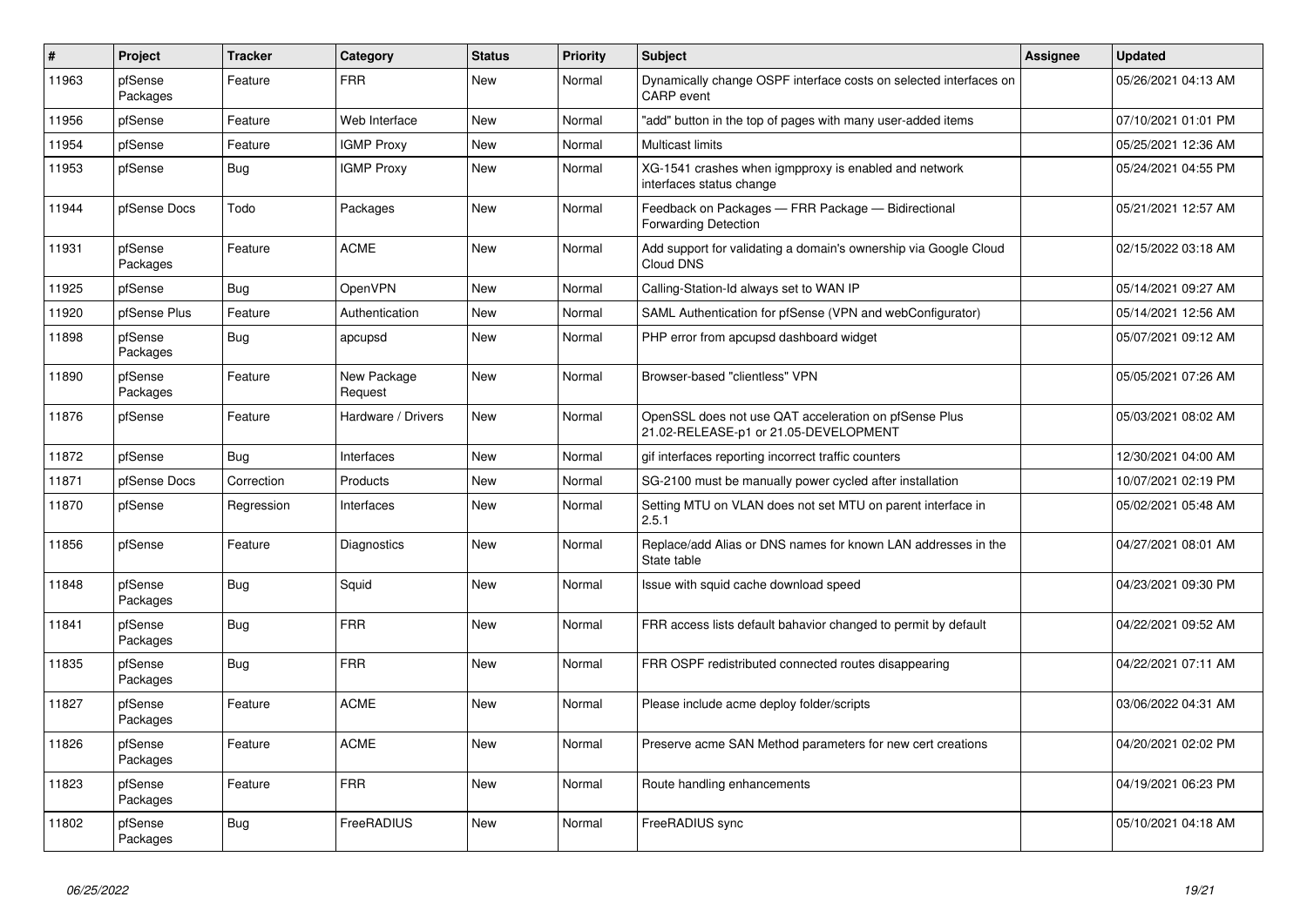| # | Project | Tracker | Category | Status | Priority | Subject | Assignee | Updated |
|---|---|---|---|---|---|---|---|---|
| 11963 | pfSense Packages | Feature | FRR | New | Normal | Dynamically change OSPF interface costs on selected interfaces on CARP event | | 05/26/2021 04:13 AM |
| 11956 | pfSense | Feature | Web Interface | New | Normal | "add" button in the top of pages with many user-added items | | 07/10/2021 01:01 PM |
| 11954 | pfSense | Feature | IGMP Proxy | New | Normal | Multicast limits | | 05/25/2021 12:36 AM |
| 11953 | pfSense | Bug | IGMP Proxy | New | Normal | XG-1541 crashes when igmpproxy is enabled and network interfaces status change | | 05/24/2021 04:55 PM |
| 11944 | pfSense Docs | Todo | Packages | New | Normal | Feedback on Packages — FRR Package — Bidirectional Forwarding Detection | | 05/21/2021 12:57 AM |
| 11931 | pfSense Packages | Feature | ACME | New | Normal | Add support for validating a domain's ownership via Google Cloud Cloud DNS | | 02/15/2022 03:18 AM |
| 11925 | pfSense | Bug | OpenVPN | New | Normal | Calling-Station-Id always set to WAN IP | | 05/14/2021 09:27 AM |
| 11920 | pfSense Plus | Feature | Authentication | New | Normal | SAML Authentication for pfSense (VPN and webConfigurator) | | 05/14/2021 12:56 AM |
| 11898 | pfSense Packages | Bug | apcupsd | New | Normal | PHP error from apcupsd dashboard widget | | 05/07/2021 09:12 AM |
| 11890 | pfSense Packages | Feature | New Package Request | New | Normal | Browser-based "clientless" VPN | | 05/05/2021 07:26 AM |
| 11876 | pfSense | Feature | Hardware / Drivers | New | Normal | OpenSSL does not use QAT acceleration on pfSense Plus 21.02-RELEASE-p1 or 21.05-DEVELOPMENT | | 05/03/2021 08:02 AM |
| 11872 | pfSense | Bug | Interfaces | New | Normal | gif interfaces reporting incorrect traffic counters | | 12/30/2021 04:00 AM |
| 11871 | pfSense Docs | Correction | Products | New | Normal | SG-2100 must be manually power cycled after installation | | 10/07/2021 02:19 PM |
| 11870 | pfSense | Regression | Interfaces | New | Normal | Setting MTU on VLAN does not set MTU on parent interface in 2.5.1 | | 05/02/2021 05:48 AM |
| 11856 | pfSense | Feature | Diagnostics | New | Normal | Replace/add Alias or DNS names for known LAN addresses in the State table | | 04/27/2021 08:01 AM |
| 11848 | pfSense Packages | Bug | Squid | New | Normal | Issue with squid cache download speed | | 04/23/2021 09:30 PM |
| 11841 | pfSense Packages | Bug | FRR | New | Normal | FRR access lists default bahavior changed to permit by default | | 04/22/2021 09:52 AM |
| 11835 | pfSense Packages | Bug | FRR | New | Normal | FRR OSPF redistributed connected routes disappearing | | 04/22/2021 07:11 AM |
| 11827 | pfSense Packages | Feature | ACME | New | Normal | Please include acme deploy folder/scripts | | 03/06/2022 04:31 AM |
| 11826 | pfSense Packages | Feature | ACME | New | Normal | Preserve acme SAN Method parameters for new cert creations | | 04/20/2021 02:02 PM |
| 11823 | pfSense Packages | Feature | FRR | New | Normal | Route handling enhancements | | 04/19/2021 06:23 PM |
| 11802 | pfSense Packages | Bug | FreeRADIUS | New | Normal | FreeRADIUS sync | | 05/10/2021 04:18 AM |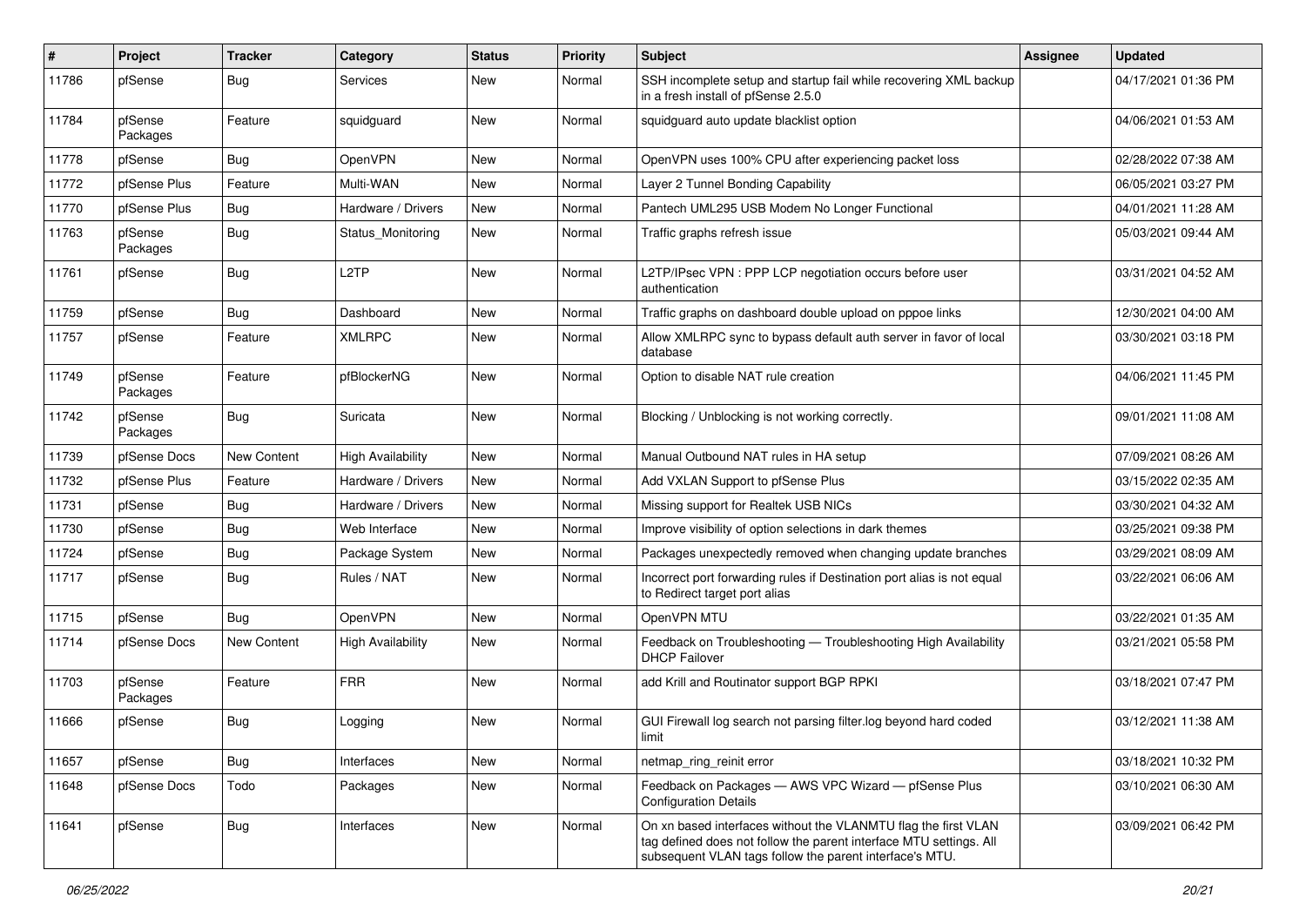| # | Project | Tracker | Category | Status | Priority | Subject | Assignee | Updated |
|---|---|---|---|---|---|---|---|---|
| 11786 | pfSense | Bug | Services | New | Normal | SSH incomplete setup and startup fail while recovering XML backup in a fresh install of pfSense 2.5.0 | | 04/17/2021 01:36 PM |
| 11784 | pfSense Packages | Feature | squidguard | New | Normal | squidguard auto update blacklist option | | 04/06/2021 01:53 AM |
| 11778 | pfSense | Bug | OpenVPN | New | Normal | OpenVPN uses 100% CPU after experiencing packet loss | | 02/28/2022 07:38 AM |
| 11772 | pfSense Plus | Feature | Multi-WAN | New | Normal | Layer 2 Tunnel Bonding Capability | | 06/05/2021 03:27 PM |
| 11770 | pfSense Plus | Bug | Hardware / Drivers | New | Normal | Pantech UML295 USB Modem No Longer Functional | | 04/01/2021 11:28 AM |
| 11763 | pfSense Packages | Bug | Status_Monitoring | New | Normal | Traffic graphs refresh issue | | 05/03/2021 09:44 AM |
| 11761 | pfSense | Bug | L2TP | New | Normal | L2TP/IPsec VPN : PPP LCP negotiation occurs before user authentication | | 03/31/2021 04:52 AM |
| 11759 | pfSense | Bug | Dashboard | New | Normal | Traffic graphs on dashboard double upload on pppoe links | | 12/30/2021 04:00 AM |
| 11757 | pfSense | Feature | XMLRPC | New | Normal | Allow XMLRPC sync to bypass default auth server in favor of local database | | 03/30/2021 03:18 PM |
| 11749 | pfSense Packages | Feature | pfBlockerNG | New | Normal | Option to disable NAT rule creation | | 04/06/2021 11:45 PM |
| 11742 | pfSense Packages | Bug | Suricata | New | Normal | Blocking / Unblocking is not working correctly. | | 09/01/2021 11:08 AM |
| 11739 | pfSense Docs | New Content | High Availability | New | Normal | Manual Outbound NAT rules in HA setup | | 07/09/2021 08:26 AM |
| 11732 | pfSense Plus | Feature | Hardware / Drivers | New | Normal | Add VXLAN Support to pfSense Plus | | 03/15/2022 02:35 AM |
| 11731 | pfSense | Bug | Hardware / Drivers | New | Normal | Missing support for Realtek USB NICs | | 03/30/2021 04:32 AM |
| 11730 | pfSense | Bug | Web Interface | New | Normal | Improve visibility of option selections in dark themes | | 03/25/2021 09:38 PM |
| 11724 | pfSense | Bug | Package System | New | Normal | Packages unexpectedly removed when changing update branches | | 03/29/2021 08:09 AM |
| 11717 | pfSense | Bug | Rules / NAT | New | Normal | Incorrect port forwarding rules if Destination port alias is not equal to Redirect target port alias | | 03/22/2021 06:06 AM |
| 11715 | pfSense | Bug | OpenVPN | New | Normal | OpenVPN MTU | | 03/22/2021 01:35 AM |
| 11714 | pfSense Docs | New Content | High Availability | New | Normal | Feedback on Troubleshooting — Troubleshooting High Availability DHCP Failover | | 03/21/2021 05:58 PM |
| 11703 | pfSense Packages | Feature | FRR | New | Normal | add Krill and Routinator support BGP RPKI | | 03/18/2021 07:47 PM |
| 11666 | pfSense | Bug | Logging | New | Normal | GUI Firewall log search not parsing filter.log beyond hard coded limit | | 03/12/2021 11:38 AM |
| 11657 | pfSense | Bug | Interfaces | New | Normal | netmap_ring_reinit error | | 03/18/2021 10:32 PM |
| 11648 | pfSense Docs | Todo | Packages | New | Normal | Feedback on Packages — AWS VPC Wizard — pfSense Plus Configuration Details | | 03/10/2021 06:30 AM |
| 11641 | pfSense | Bug | Interfaces | New | Normal | On xn based interfaces without the VLANMTU flag the first VLAN tag defined does not follow the parent interface MTU settings. All subsequent VLAN tags follow the parent interface's MTU. | | 03/09/2021 06:42 PM |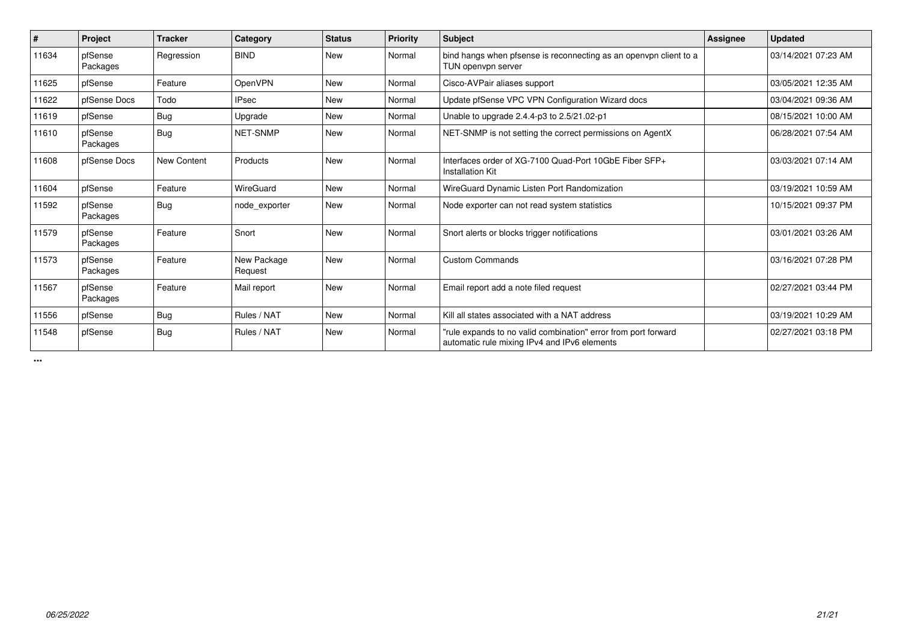| # | Project | Tracker | Category | Status | Priority | Subject | Assignee | Updated |
|---|---|---|---|---|---|---|---|---|
| 11634 | pfSense Packages | Regression | BIND | New | Normal | bind hangs when pfsense is reconnecting as an openvpn client to a TUN openvpn server | | 03/14/2021 07:23 AM |
| 11625 | pfSense | Feature | OpenVPN | New | Normal | Cisco-AVPair aliases support | | 03/05/2021 12:35 AM |
| 11622 | pfSense Docs | Todo | IPsec | New | Normal | Update pfSense VPC VPN Configuration Wizard docs | | 03/04/2021 09:36 AM |
| 11619 | pfSense | Bug | Upgrade | New | Normal | Unable to upgrade 2.4.4-p3 to 2.5/21.02-p1 | | 08/15/2021 10:00 AM |
| 11610 | pfSense Packages | Bug | NET-SNMP | New | Normal | NET-SNMP is not setting the correct permissions on AgentX | | 06/28/2021 07:54 AM |
| 11608 | pfSense Docs | New Content | Products | New | Normal | Interfaces order of XG-7100 Quad-Port 10GbE Fiber SFP+ Installation Kit | | 03/03/2021 07:14 AM |
| 11604 | pfSense | Feature | WireGuard | New | Normal | WireGuard Dynamic Listen Port Randomization | | 03/19/2021 10:59 AM |
| 11592 | pfSense Packages | Bug | node_exporter | New | Normal | Node exporter can not read system statistics | | 10/15/2021 09:37 PM |
| 11579 | pfSense Packages | Feature | Snort | New | Normal | Snort alerts or blocks trigger notifications | | 03/01/2021 03:26 AM |
| 11573 | pfSense Packages | Feature | New Package Request | New | Normal | Custom Commands | | 03/16/2021 07:28 PM |
| 11567 | pfSense Packages | Feature | Mail report | New | Normal | Email report add a note filed request | | 02/27/2021 03:44 PM |
| 11556 | pfSense | Bug | Rules / NAT | New | Normal | Kill all states associated with a NAT address | | 03/19/2021 10:29 AM |
| 11548 | pfSense | Bug | Rules / NAT | New | Normal | "rule expands to no valid combination" error from port forward automatic rule mixing IPv4 and IPv6 elements | | 02/27/2021 03:18 PM |

...